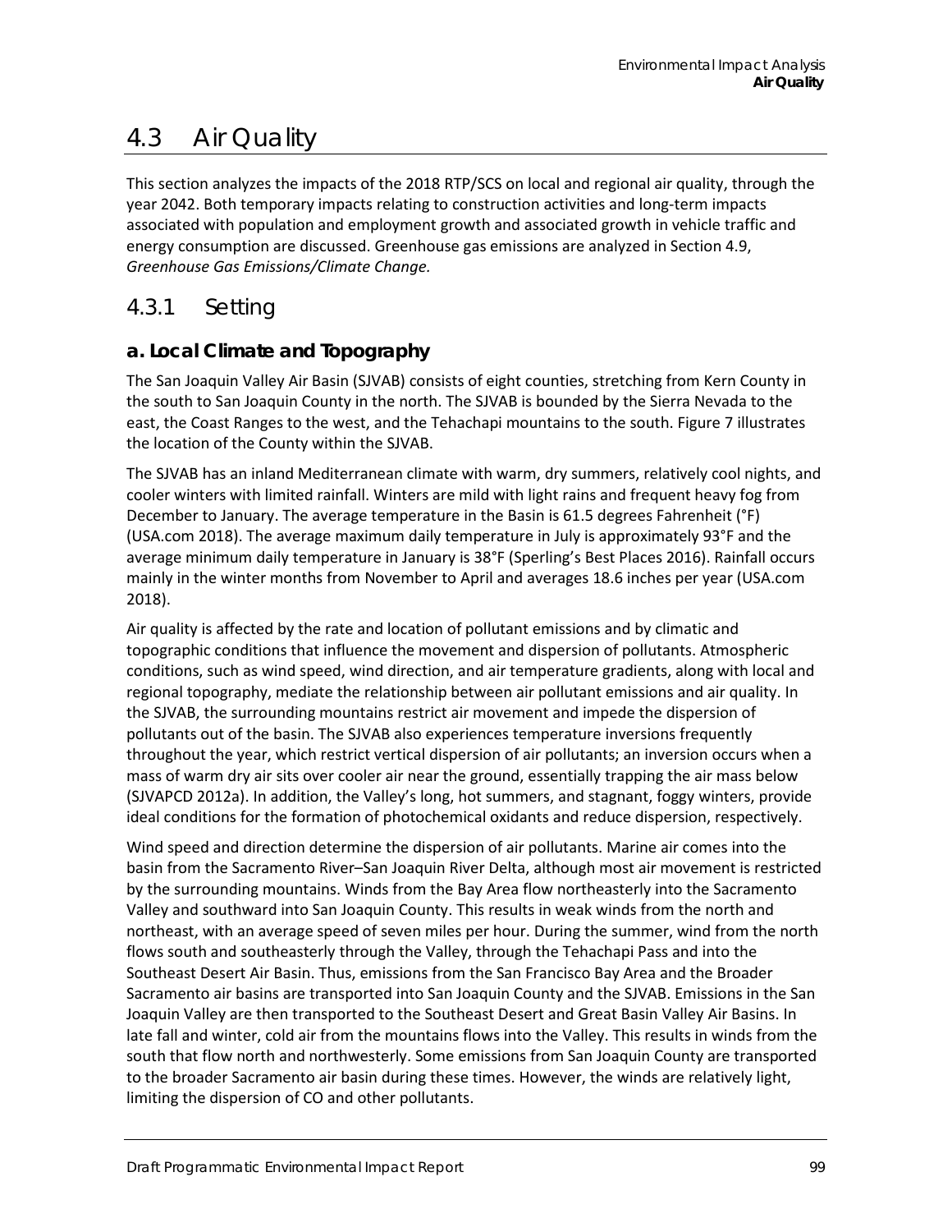# 4.3 Air Quality

This section analyzes the impacts of the 2018 RTP/SCS on local and regional air quality, through the year 2042. Both temporary impacts relating to construction activities and long-term impacts associated with population and employment growth and associated growth in vehicle traffic and energy consumption are discussed. Greenhouse gas emissions are analyzed in Section 4.9, *Greenhouse Gas Emissions/Climate Change.*

## 4.3.1 Setting

### a. Local Climate and Topography

The San Joaquin Valley Air Basin (SJVAB) consists of eight counties, stretching from Kern County in the south to San Joaquin County in the north. The SJVAB is bounded by the Sierra Nevada to the east, the Coast Ranges to the west, and the Tehachapi mountains to the south. Figure 7 illustrates the location of the County within the SJVAB.

The SJVAB has an inland Mediterranean climate with warm, dry summers, relatively cool nights, and cooler winters with limited rainfall. Winters are mild with light rains and frequent heavy fog from December to January. The average temperature in the Basin is 61.5 degrees Fahrenheit (°F) (USA.com 2018). The average maximum daily temperature in July is approximately 93°F and the average minimum daily temperature in January is 38°F (Sperling's Best Places 2016). Rainfall occurs mainly in the winter months from November to April and averages 18.6 inches per year (USA.com 2018).

Air quality is affected by the rate and location of pollutant emissions and by climatic and topographic conditions that influence the movement and dispersion of pollutants. Atmospheric conditions, such as wind speed, wind direction, and air temperature gradients, along with local and regional topography, mediate the relationship between air pollutant emissions and air quality. In the SJVAB, the surrounding mountains restrict air movement and impede the dispersion of pollutants out of the basin. The SJVAB also experiences temperature inversions frequently throughout the year, which restrict vertical dispersion of air pollutants; an inversion occurs when a mass of warm dry air sits over cooler air near the ground, essentially trapping the air mass below (SJVAPCD 2012a). In addition, the Valley's long, hot summers, and stagnant, foggy winters, provide ideal conditions for the formation of photochemical oxidants and reduce dispersion, respectively.

Wind speed and direction determine the dispersion of air pollutants. Marine air comes into the basin from the Sacramento River–San Joaquin River Delta, although most air movement is restricted by the surrounding mountains. Winds from the Bay Area flow northeasterly into the Sacramento Valley and southward into San Joaquin County. This results in weak winds from the north and northeast, with an average speed of seven miles per hour. During the summer, wind from the north flows south and southeasterly through the Valley, through the Tehachapi Pass and into the Southeast Desert Air Basin. Thus, emissions from the San Francisco Bay Area and the Broader Sacramento air basins are transported into San Joaquin County and the SJVAB. Emissions in the San Joaquin Valley are then transported to the Southeast Desert and Great Basin Valley Air Basins. In late fall and winter, cold air from the mountains flows into the Valley. This results in winds from the south that flow north and northwesterly. Some emissions from San Joaquin County are transported to the broader Sacramento air basin during these times. However, the winds are relatively light, limiting the dispersion of CO and other pollutants.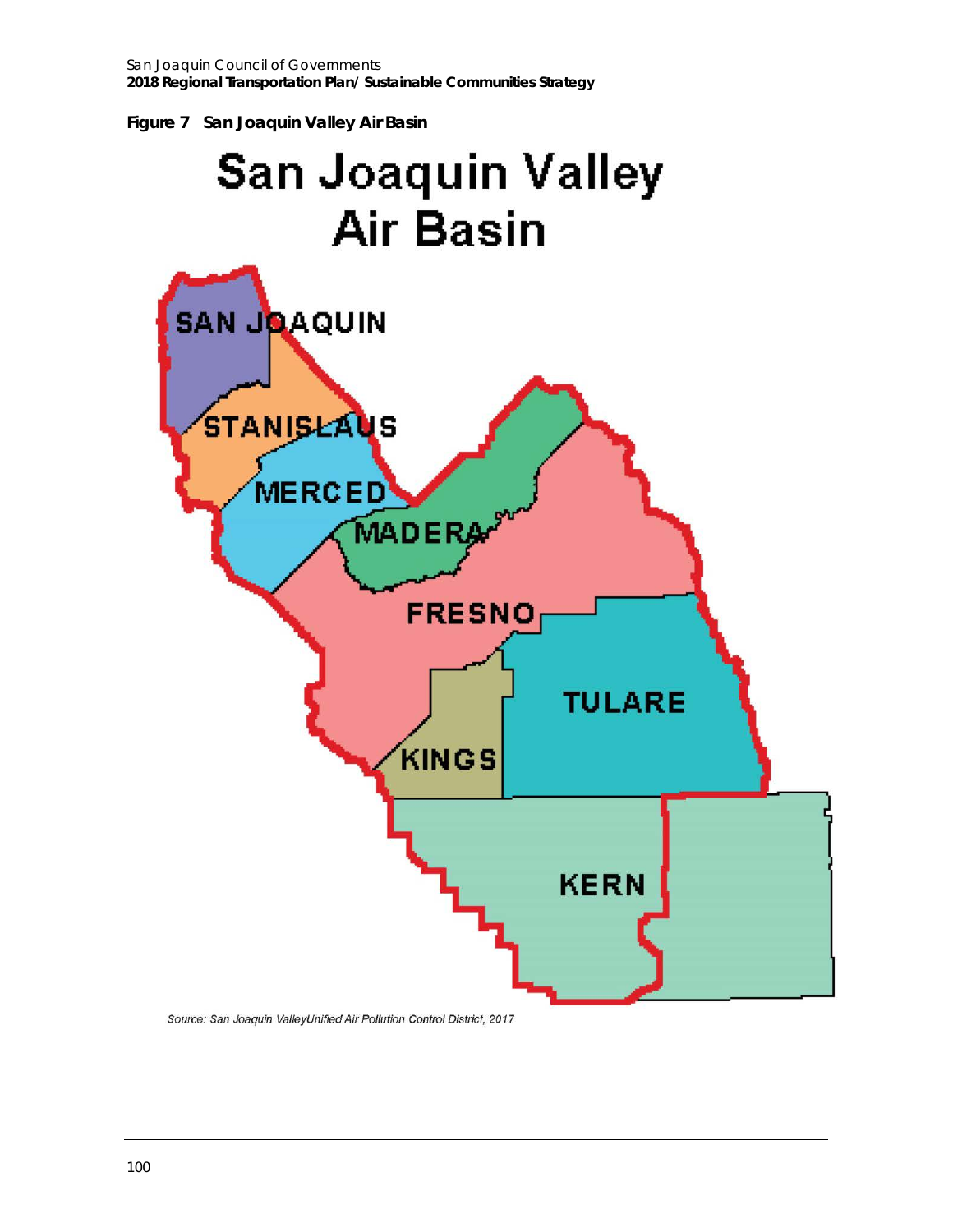**Figure 7 San Joaquin Valley Air Basin**

San Joaquin Valley Air Basin

SAN JOAQUIN

STANISLAUS

MERCED

MADERA

FRESNO

TULARE

KINGS

KERN

*Source: San Joaquin ValleyUnified Air Pollution Control District, 2017*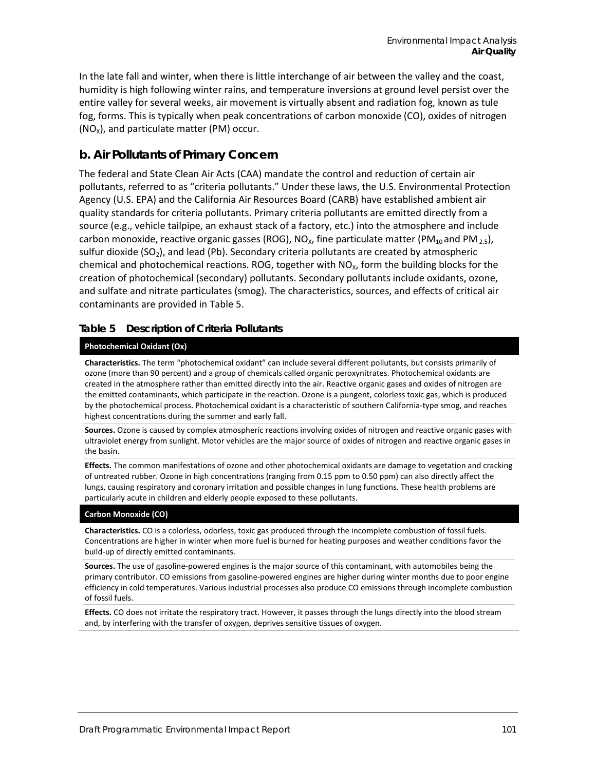In the late fall and winter, when there is little interchange of air between the valley and the coast, humidity is high following winter rains, and temperature inversions at ground level persist over the entire valley for several weeks, air movement is virtually absent and radiation fog, known as tule fog, forms. This is typically when peak concentrations of carbon monoxide (CO), oxides of nitrogen ($NO_X$), and particulate matter (PM) occur.

## b. Air Pollutants of Primary Concern

The federal and State Clean Air Acts (CAA) mandate the control and reduction of certain air pollutants, referred to as "criteria pollutants." Under these laws, the U.S. Environmental Protection Agency (U.S. EPA) and the California Air Resources Board (CARB) have established ambient air quality standards for criteria pollutants. Primary criteria pollutants are emitted directly from a source (e.g., vehicle tailpipe, an exhaust stack of a factory, etc.) into the atmosphere and include carbon monoxide, reactive organic gasses (ROG), $NO_X$, fine particulate matter ($PM_{10}$ and $PM_{2.5}$), sulfur dioxide ($SO_2$), and lead (Pb). Secondary criteria pollutants are created by atmospheric chemical and photochemical reactions. ROG, together with $NO_X$, form the building blocks for the creation of photochemical (secondary) pollutants. Secondary pollutants include oxidants, ozone, and sulfate and nitrate particulates (smog). The characteristics, sources, and effects of critical air contaminants are provided in Table 5.

### Table 5 Description of Criteria Pollutants

| **Photochemical Oxidant (Ox)** |
|---|
| **Characteristics.** The term "photochemical oxidant" can include several different pollutants, but consists primarily of ozone (more than 90 percent) and a group of chemicals called organic peroxynitrates. Photochemical oxidants are created in the atmosphere rather than emitted directly into the air. Reactive organic gases and oxides of nitrogen are the emitted contaminants, which participate in the reaction. Ozone is a pungent, colorless toxic gas, which is produced by the photochemical process. Photochemical oxidant is a characteristic of southern California-type smog, and reaches highest concentrations during the summer and early fall. |
| **Sources.** Ozone is caused by complex atmospheric reactions involving oxides of nitrogen and reactive organic gases with ultraviolet energy from sunlight. Motor vehicles are the major source of oxides of nitrogen and reactive organic gases in the basin. |
| **Effects.** The common manifestations of ozone and other photochemical oxidants are damage to vegetation and cracking of untreated rubber. Ozone in high concentrations (ranging from 0.15 ppm to 0.50 ppm) can also directly affect the lungs, causing respiratory and coronary irritation and possible changes in lung functions. These health problems are particularly acute in children and elderly people exposed to these pollutants. |
| **Carbon Monoxide (CO)** |
| **Characteristics.** CO is a colorless, odorless, toxic gas produced through the incomplete combustion of fossil fuels. Concentrations are higher in winter when more fuel is burned for heating purposes and weather conditions favor the build-up of directly emitted contaminants. |
| **Sources.** The use of gasoline-powered engines is the major source of this contaminant, with automobiles being the primary contributor. CO emissions from gasoline-powered engines are higher during winter months due to poor engine efficiency in cold temperatures. Various industrial processes also produce CO emissions through incomplete combustion of fossil fuels. |
| **Effects.** CO does not irritate the respiratory tract. However, it passes through the lungs directly into the blood stream and, by interfering with the transfer of oxygen, deprives sensitive tissues of oxygen. |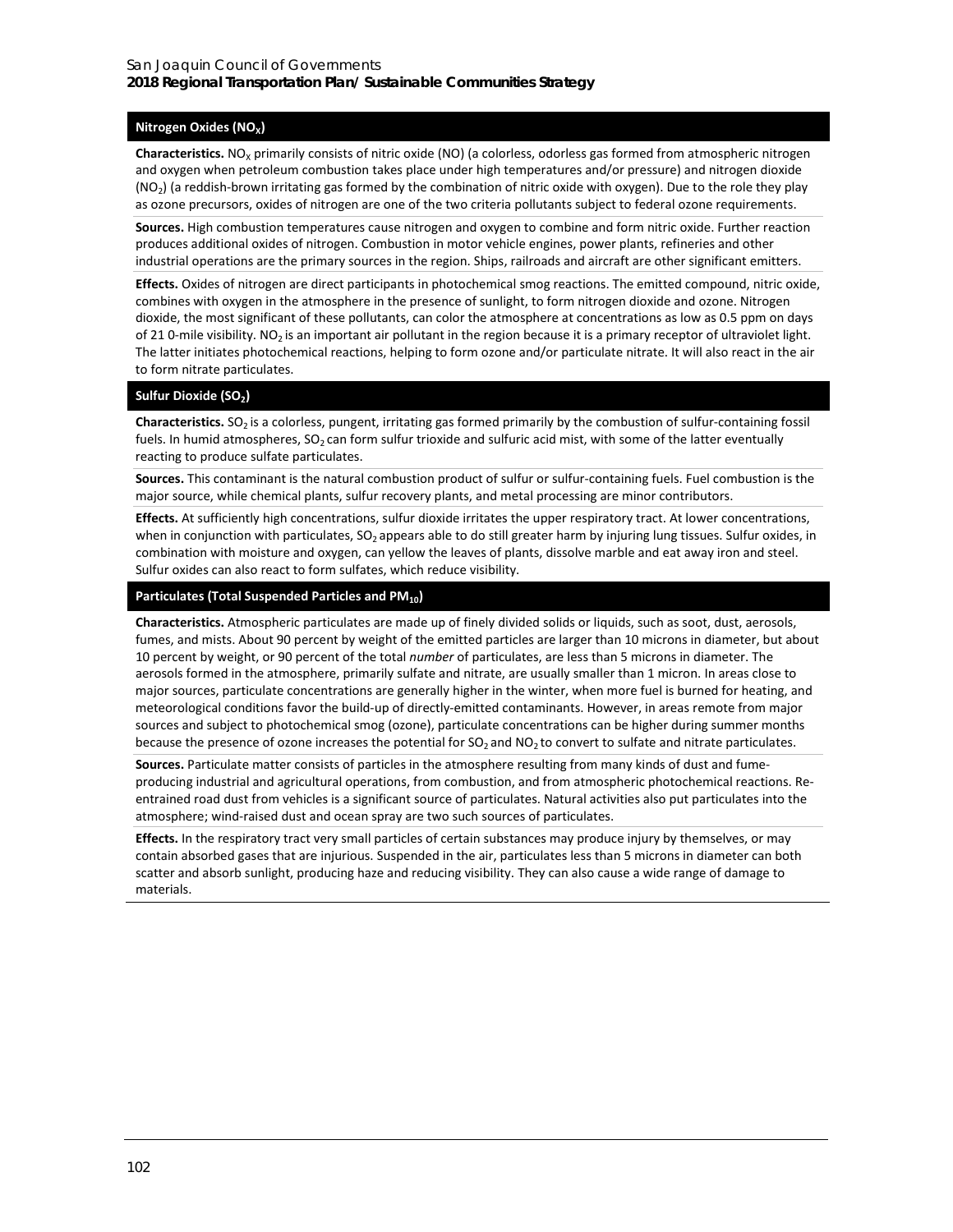## Nitrogen Oxides ($NO_X$)

**Characteristics.** $NO_X$ primarily consists of nitric oxide (NO) (a colorless, odorless gas formed from atmospheric nitrogen and oxygen when petroleum combustion takes place under high temperatures and/or pressure) and nitrogen dioxide ($NO_2$) (a reddish-brown irritating gas formed by the combination of nitric oxide with oxygen). Due to the role they play as ozone precursors, oxides of nitrogen are one of the two criteria pollutants subject to federal ozone requirements.

**Sources.** High combustion temperatures cause nitrogen and oxygen to combine and form nitric oxide. Further reaction produces additional oxides of nitrogen. Combustion in motor vehicle engines, power plants, refineries and other industrial operations are the primary sources in the region. Ships, railroads and aircraft are other significant emitters.

**Effects.** Oxides of nitrogen are direct participants in photochemical smog reactions. The emitted compound, nitric oxide, combines with oxygen in the atmosphere in the presence of sunlight, to form nitrogen dioxide and ozone. Nitrogen dioxide, the most significant of these pollutants, can color the atmosphere at concentrations as low as 0.5 ppm on days of 21 0-mile visibility. $NO_2$ is an important air pollutant in the region because it is a primary receptor of ultraviolet light. The latter initiates photochemical reactions, helping to form ozone and/or particulate nitrate. It will also react in the air to form nitrate particulates.

## Sulfur Dioxide ($SO_2$)

**Characteristics.** $SO_2$ is a colorless, pungent, irritating gas formed primarily by the combustion of sulfur-containing fossil fuels. In humid atmospheres, $SO_2$ can form sulfur trioxide and sulfuric acid mist, with some of the latter eventually reacting to produce sulfate particulates.

**Sources.** This contaminant is the natural combustion product of sulfur or sulfur-containing fuels. Fuel combustion is the major source, while chemical plants, sulfur recovery plants, and metal processing are minor contributors.

**Effects.** At sufficiently high concentrations, sulfur dioxide irritates the upper respiratory tract. At lower concentrations, when in conjunction with particulates, $SO_2$ appears able to do still greater harm by injuring lung tissues. Sulfur oxides, in combination with moisture and oxygen, can yellow the leaves of plants, dissolve marble and eat away iron and steel. Sulfur oxides can also react to form sulfates, which reduce visibility.

## Particulates (Total Suspended Particles and $PM_{10}$)

**Characteristics.** Atmospheric particulates are made up of finely divided solids or liquids, such as soot, dust, aerosols, fumes, and mists. About 90 percent by weight of the emitted particles are larger than 10 microns in diameter, but about 10 percent by weight, or 90 percent of the total *number* of particulates, are less than 5 microns in diameter. The aerosols formed in the atmosphere, primarily sulfate and nitrate, are usually smaller than 1 micron. In areas close to major sources, particulate concentrations are generally higher in the winter, when more fuel is burned for heating, and meteorological conditions favor the build-up of directly-emitted contaminants. However, in areas remote from major sources and subject to photochemical smog (ozone), particulate concentrations can be higher during summer months because the presence of ozone increases the potential for $SO_2$ and $NO_2$ to convert to sulfate and nitrate particulates.

**Sources.** Particulate matter consists of particles in the atmosphere resulting from many kinds of dust and fume-producing industrial and agricultural operations, from combustion, and from atmospheric photochemical reactions. Re-entrained road dust from vehicles is a significant source of particulates. Natural activities also put particulates into the atmosphere; wind-raised dust and ocean spray are two such sources of particulates.

**Effects.** In the respiratory tract very small particles of certain substances may produce injury by themselves, or may contain absorbed gases that are injurious. Suspended in the air, particulates less than 5 microns in diameter can both scatter and absorb sunlight, producing haze and reducing visibility. They can also cause a wide range of damage to materials.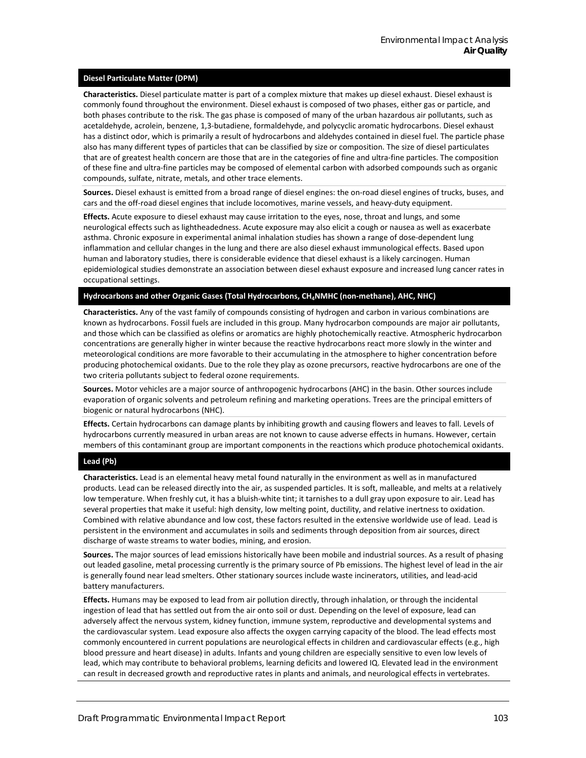### Diesel Particulate Matter (DPM)

**Characteristics.** Diesel particulate matter is part of a complex mixture that makes up diesel exhaust. Diesel exhaust is commonly found throughout the environment. Diesel exhaust is composed of two phases, either gas or particle, and both phases contribute to the risk. The gas phase is composed of many of the urban hazardous air pollutants, such as acetaldehyde, acrolein, benzene, 1,3-butadiene, formaldehyde, and polycyclic aromatic hydrocarbons. Diesel exhaust has a distinct odor, which is primarily a result of hydrocarbons and aldehydes contained in diesel fuel. The particle phase also has many different types of particles that can be classified by size or composition. The size of diesel particulates that are of greatest health concern are those that are in the categories of fine and ultra-fine particles. The composition of these fine and ultra-fine particles may be composed of elemental carbon with adsorbed compounds such as organic compounds, sulfate, nitrate, metals, and other trace elements.

**Sources.** Diesel exhaust is emitted from a broad range of diesel engines: the on-road diesel engines of trucks, buses, and cars and the off-road diesel engines that include locomotives, marine vessels, and heavy-duty equipment.

**Effects.** Acute exposure to diesel exhaust may cause irritation to the eyes, nose, throat and lungs, and some neurological effects such as lightheadedness. Acute exposure may also elicit a cough or nausea as well as exacerbate asthma. Chronic exposure in experimental animal inhalation studies has shown a range of dose-dependent lung inflammation and cellular changes in the lung and there are also diesel exhaust immunological effects. Based upon human and laboratory studies, there is considerable evidence that diesel exhaust is a likely carcinogen. Human epidemiological studies demonstrate an association between diesel exhaust exposure and increased lung cancer rates in occupational settings.

### Hydrocarbons and other Organic Gases (Total Hydrocarbons, $CH_4$NMHC (non-methane), AHC, NHC)

**Characteristics.** Any of the vast family of compounds consisting of hydrogen and carbon in various combinations are known as hydrocarbons. Fossil fuels are included in this group. Many hydrocarbon compounds are major air pollutants, and those which can be classified as olefins or aromatics are highly photochemically reactive. Atmospheric hydrocarbon concentrations are generally higher in winter because the reactive hydrocarbons react more slowly in the winter and meteorological conditions are more favorable to their accumulating in the atmosphere to higher concentration before producing photochemical oxidants. Due to the role they play as ozone precursors, reactive hydrocarbons are one of the two criteria pollutants subject to federal ozone requirements.

**Sources.** Motor vehicles are a major source of anthropogenic hydrocarbons (AHC) in the basin. Other sources include evaporation of organic solvents and petroleum refining and marketing operations. Trees are the principal emitters of biogenic or natural hydrocarbons (NHC).

**Effects.** Certain hydrocarbons can damage plants by inhibiting growth and causing flowers and leaves to fall. Levels of hydrocarbons currently measured in urban areas are not known to cause adverse effects in humans. However, certain members of this contaminant group are important components in the reactions which produce photochemical oxidants.

### Lead (Pb)

**Characteristics.** Lead is an elemental heavy metal found naturally in the environment as well as in manufactured products. Lead can be released directly into the air, as suspended particles. It is soft, malleable, and melts at a relatively low temperature. When freshly cut, it has a bluish-white tint; it tarnishes to a dull gray upon exposure to air. Lead has several properties that make it useful: high density, low melting point, ductility, and relative inertness to oxidation. Combined with relative abundance and low cost, these factors resulted in the extensive worldwide use of lead. Lead is persistent in the environment and accumulates in soils and sediments through deposition from air sources, direct discharge of waste streams to water bodies, mining, and erosion.

**Sources.** The major sources of lead emissions historically have been mobile and industrial sources. As a result of phasing out leaded gasoline, metal processing currently is the primary source of Pb emissions. The highest level of lead in the air is generally found near lead smelters. Other stationary sources include waste incinerators, utilities, and lead-acid battery manufacturers.

**Effects.** Humans may be exposed to lead from air pollution directly, through inhalation, or through the incidental ingestion of lead that has settled out from the air onto soil or dust. Depending on the level of exposure, lead can adversely affect the nervous system, kidney function, immune system, reproductive and developmental systems and the cardiovascular system. Lead exposure also affects the oxygen carrying capacity of the blood. The lead effects most commonly encountered in current populations are neurological effects in children and cardiovascular effects (e.g., high blood pressure and heart disease) in adults. Infants and young children are especially sensitive to even low levels of lead, which may contribute to behavioral problems, learning deficits and lowered IQ. Elevated lead in the environment can result in decreased growth and reproductive rates in plants and animals, and neurological effects in vertebrates.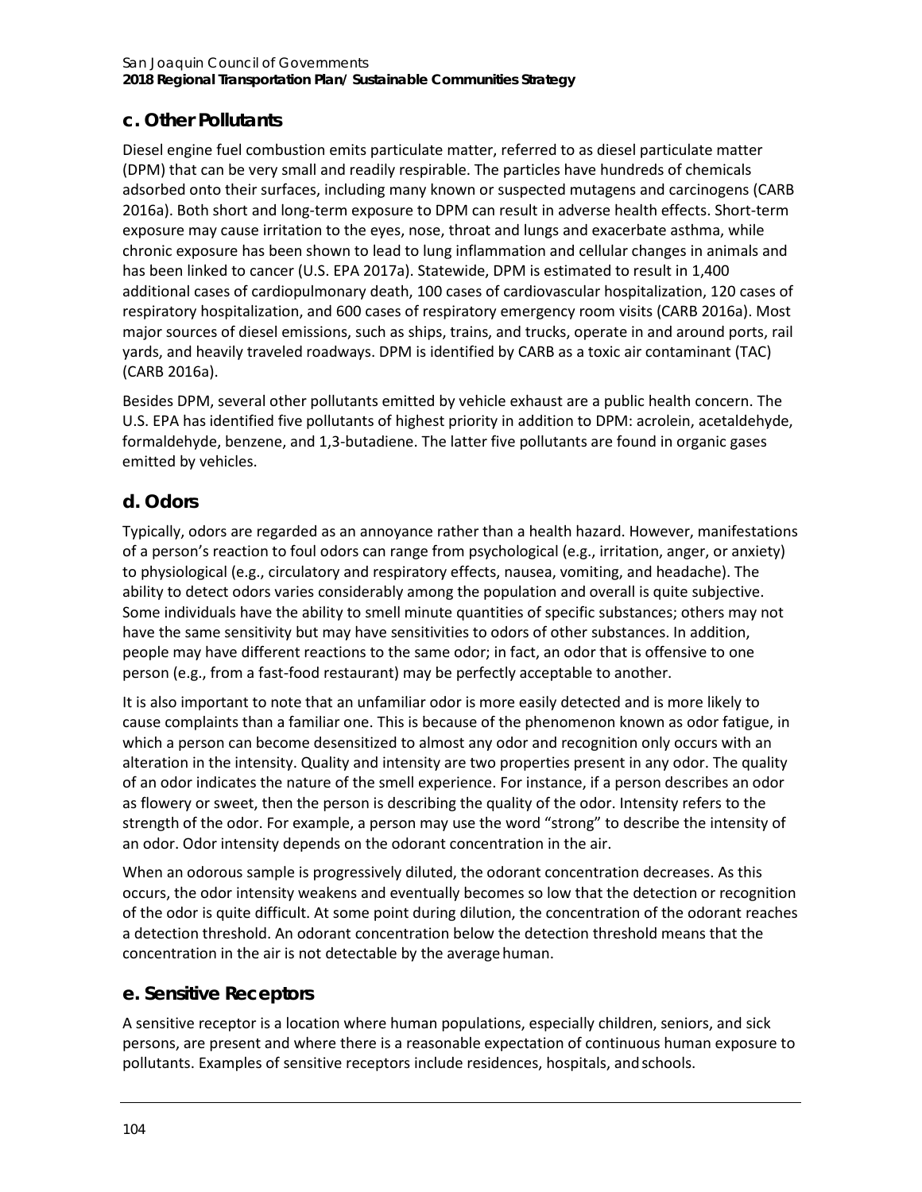## c. Other Pollutants

Diesel engine fuel combustion emits particulate matter, referred to as diesel particulate matter (DPM) that can be very small and readily respirable. The particles have hundreds of chemicals adsorbed onto their surfaces, including many known or suspected mutagens and carcinogens (CARB 2016a). Both short and long-term exposure to DPM can result in adverse health effects. Short-term exposure may cause irritation to the eyes, nose, throat and lungs and exacerbate asthma, while chronic exposure has been shown to lead to lung inflammation and cellular changes in animals and has been linked to cancer (U.S. EPA 2017a). Statewide, DPM is estimated to result in 1,400 additional cases of cardiopulmonary death, 100 cases of cardiovascular hospitalization, 120 cases of respiratory hospitalization, and 600 cases of respiratory emergency room visits (CARB 2016a). Most major sources of diesel emissions, such as ships, trains, and trucks, operate in and around ports, rail yards, and heavily traveled roadways. DPM is identified by CARB as a toxic air contaminant (TAC) (CARB 2016a).

Besides DPM, several other pollutants emitted by vehicle exhaust are a public health concern. The U.S. EPA has identified five pollutants of highest priority in addition to DPM: acrolein, acetaldehyde, formaldehyde, benzene, and 1,3-butadiene. The latter five pollutants are found in organic gases emitted by vehicles.

## d. Odors

Typically, odors are regarded as an annoyance rather than a health hazard. However, manifestations of a person's reaction to foul odors can range from psychological (e.g., irritation, anger, or anxiety) to physiological (e.g., circulatory and respiratory effects, nausea, vomiting, and headache). The ability to detect odors varies considerably among the population and overall is quite subjective. Some individuals have the ability to smell minute quantities of specific substances; others may not have the same sensitivity but may have sensitivities to odors of other substances. In addition, people may have different reactions to the same odor; in fact, an odor that is offensive to one person (e.g., from a fast-food restaurant) may be perfectly acceptable to another.

It is also important to note that an unfamiliar odor is more easily detected and is more likely to cause complaints than a familiar one. This is because of the phenomenon known as odor fatigue, in which a person can become desensitized to almost any odor and recognition only occurs with an alteration in the intensity. Quality and intensity are two properties present in any odor. The quality of an odor indicates the nature of the smell experience. For instance, if a person describes an odor as flowery or sweet, then the person is describing the quality of the odor. Intensity refers to the strength of the odor. For example, a person may use the word "strong" to describe the intensity of an odor. Odor intensity depends on the odorant concentration in the air.

When an odorous sample is progressively diluted, the odorant concentration decreases. As this occurs, the odor intensity weakens and eventually becomes so low that the detection or recognition of the odor is quite difficult. At some point during dilution, the concentration of the odorant reaches a detection threshold. An odorant concentration below the detection threshold means that the concentration in the air is not detectable by the average human.

## e. Sensitive Receptors

A sensitive receptor is a location where human populations, especially children, seniors, and sick persons, are present and where there is a reasonable expectation of continuous human exposure to pollutants. Examples of sensitive receptors include residences, hospitals, and schools.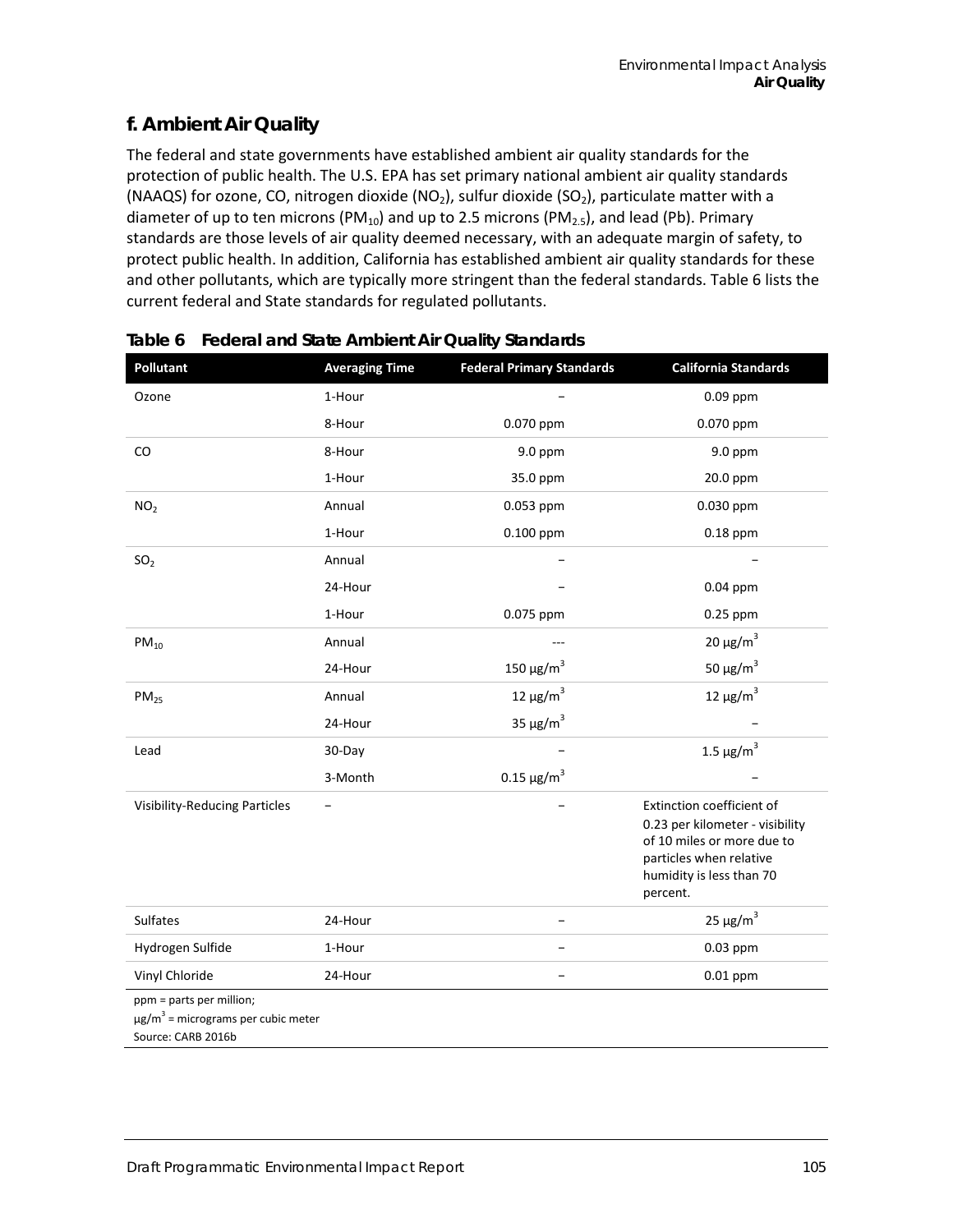## f. Ambient Air Quality

The federal and state governments have established ambient air quality standards for the protection of public health. The U.S. EPA has set primary national ambient air quality standards (NAAQS) for ozone, CO, nitrogen dioxide ($NO_2$), sulfur dioxide ($SO_2$), particulate matter with a diameter of up to ten microns ($PM_{10}$) and up to 2.5 microns ($PM_{2.5}$), and lead (Pb). Primary standards are those levels of air quality deemed necessary, with an adequate margin of safety, to protect public health. In addition, California has established ambient air quality standards for these and other pollutants, which are typically more stringent than the federal standards. Table 6 lists the current federal and State standards for regulated pollutants.

**Table 6 Federal and State Ambient Air Quality Standards**

| Pollutant | Averaging Time | Federal Primary Standards | California Standards |
|---|---|---|---|
| Ozone | 1-Hour | – | 0.09 ppm |
| | 8-Hour | 0.070 ppm | 0.070 ppm |
| CO | 8-Hour | 9.0 ppm | 9.0 ppm |
| | 1-Hour | 35.0 ppm | 20.0 ppm |
| $NO_2$ | Annual | 0.053 ppm | 0.030 ppm |
| | 1-Hour | 0.100 ppm | 0.18 ppm |
| $SO_2$ | Annual | – | – |
| | 24-Hour | – | 0.04 ppm |
| | 1-Hour | 0.075 ppm | 0.25 ppm |
| $PM_{10}$ | Annual | --- | 20 $\mu g/m^3$ |
| | 24-Hour | 150 $\mu g/m^3$ | 50 $\mu g/m^3$ |
| $PM_{25}$ | Annual | 12 $\mu g/m^3$ | 12 $\mu g/m^3$ |
| | 24-Hour | 35 $\mu g/m^3$ | – |
| Lead | 30-Day | – | 1.5 $\mu g/m^3$ |
| | 3-Month | 0.15 $\mu g/m^3$ | – |
| Visibility-Reducing Particles | – | – | Extinction coefficient of 0.23 per kilometer - visibility of 10 miles or more due to particles when relative humidity is less than 70 percent. |
| Sulfates | 24-Hour | – | 25 $\mu g/m^3$ |
| Hydrogen Sulfide | 1-Hour | – | 0.03 ppm |
| Vinyl Chloride | 24-Hour | – | 0.01 ppm |

ppm = parts per million;
$\mu g/m^3$ = micrograms per cubic meter
Source: CARB 2016b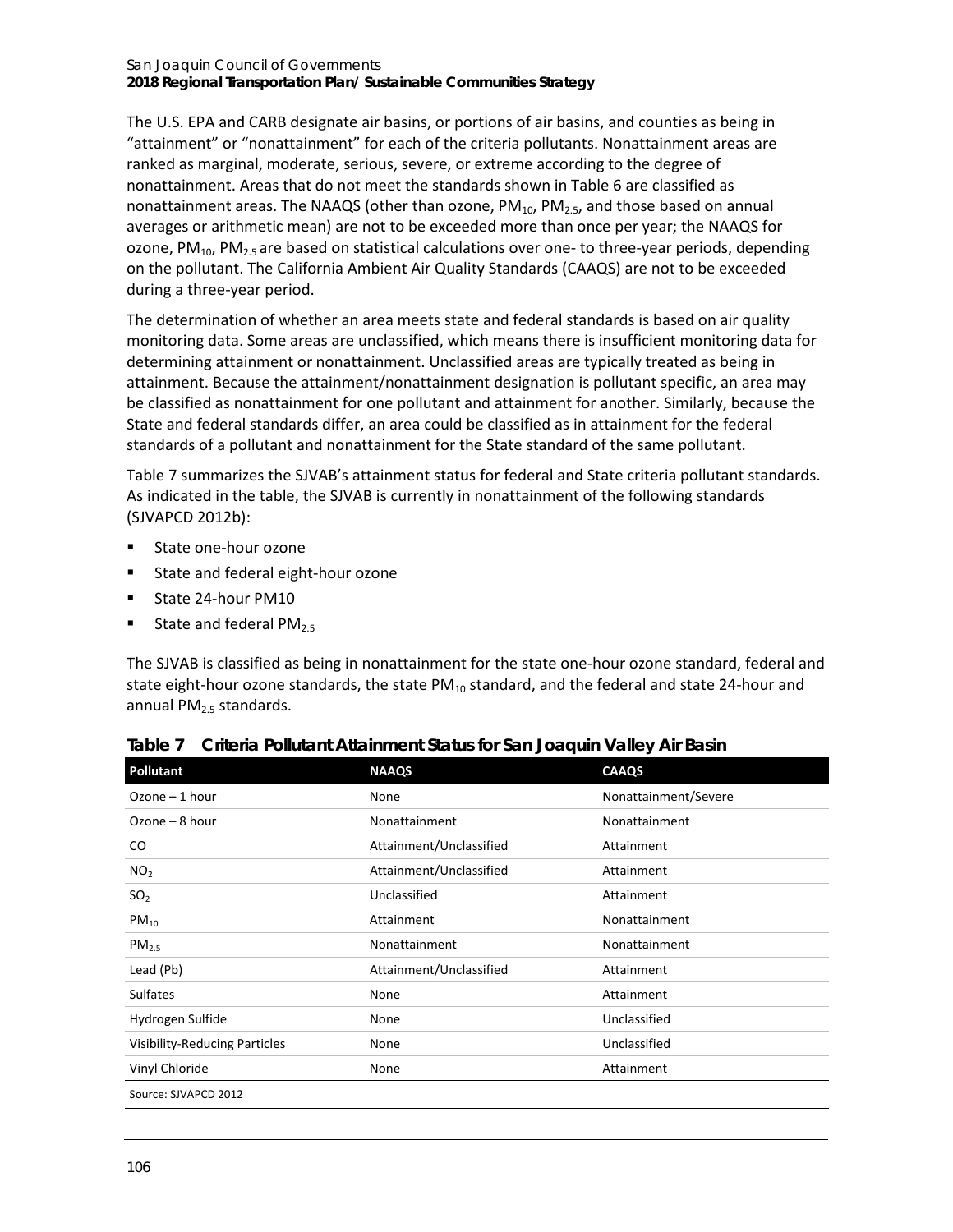The U.S. EPA and CARB designate air basins, or portions of air basins, and counties as being in "attainment" or "nonattainment" for each of the criteria pollutants. Nonattainment areas are ranked as marginal, moderate, serious, severe, or extreme according to the degree of nonattainment. Areas that do not meet the standards shown in Table 6 are classified as nonattainment areas. The NAAQS (other than ozone, $PM_{10}$, $PM_{2.5}$, and those based on annual averages or arithmetic mean) are not to be exceeded more than once per year; the NAAQS for ozone, $PM_{10}$, $PM_{2.5}$ are based on statistical calculations over one- to three-year periods, depending on the pollutant. The California Ambient Air Quality Standards (CAAQS) are not to be exceeded during a three-year period.

The determination of whether an area meets state and federal standards is based on air quality monitoring data. Some areas are unclassified, which means there is insufficient monitoring data for determining attainment or nonattainment. Unclassified areas are typically treated as being in attainment. Because the attainment/nonattainment designation is pollutant specific, an area may be classified as nonattainment for one pollutant and attainment for another. Similarly, because the State and federal standards differ, an area could be classified as in attainment for the federal standards of a pollutant and nonattainment for the State standard of the same pollutant.

Table 7 summarizes the SJVAB's attainment status for federal and State criteria pollutant standards. As indicated in the table, the SJVAB is currently in nonattainment of the following standards (SJVAPCD 2012b):

- State one-hour ozone
- State and federal eight-hour ozone
- State 24-hour PM10
- State and federal $PM_{2.5}$

The SJVAB is classified as being in nonattainment for the state one-hour ozone standard, federal and state eight-hour ozone standards, the state $PM_{10}$ standard, and the federal and state 24-hour and annual $PM_{2.5}$ standards.

**Table 7 Criteria Pollutant Attainment Status for San Joaquin Valley Air Basin**

| Pollutant | NAAQS | CAAQS |
|---|---|---|
| Ozone – 1 hour | None | Nonattainment/Severe |
| Ozone – 8 hour | Nonattainment | Nonattainment |
| CO | Attainment/Unclassified | Attainment |
| $NO_2$ | Attainment/Unclassified | Attainment |
| $SO_2$ | Unclassified | Attainment |
| $PM_{10}$ | Attainment | Nonattainment |
| $PM_{2.5}$ | Nonattainment | Nonattainment |
| Lead (Pb) | Attainment/Unclassified | Attainment |
| Sulfates | None | Attainment |
| Hydrogen Sulfide | None | Unclassified |
| Visibility-Reducing Particles | None | Unclassified |
| Vinyl Chloride | None | Attainment |

Source: SJVAPCD 2012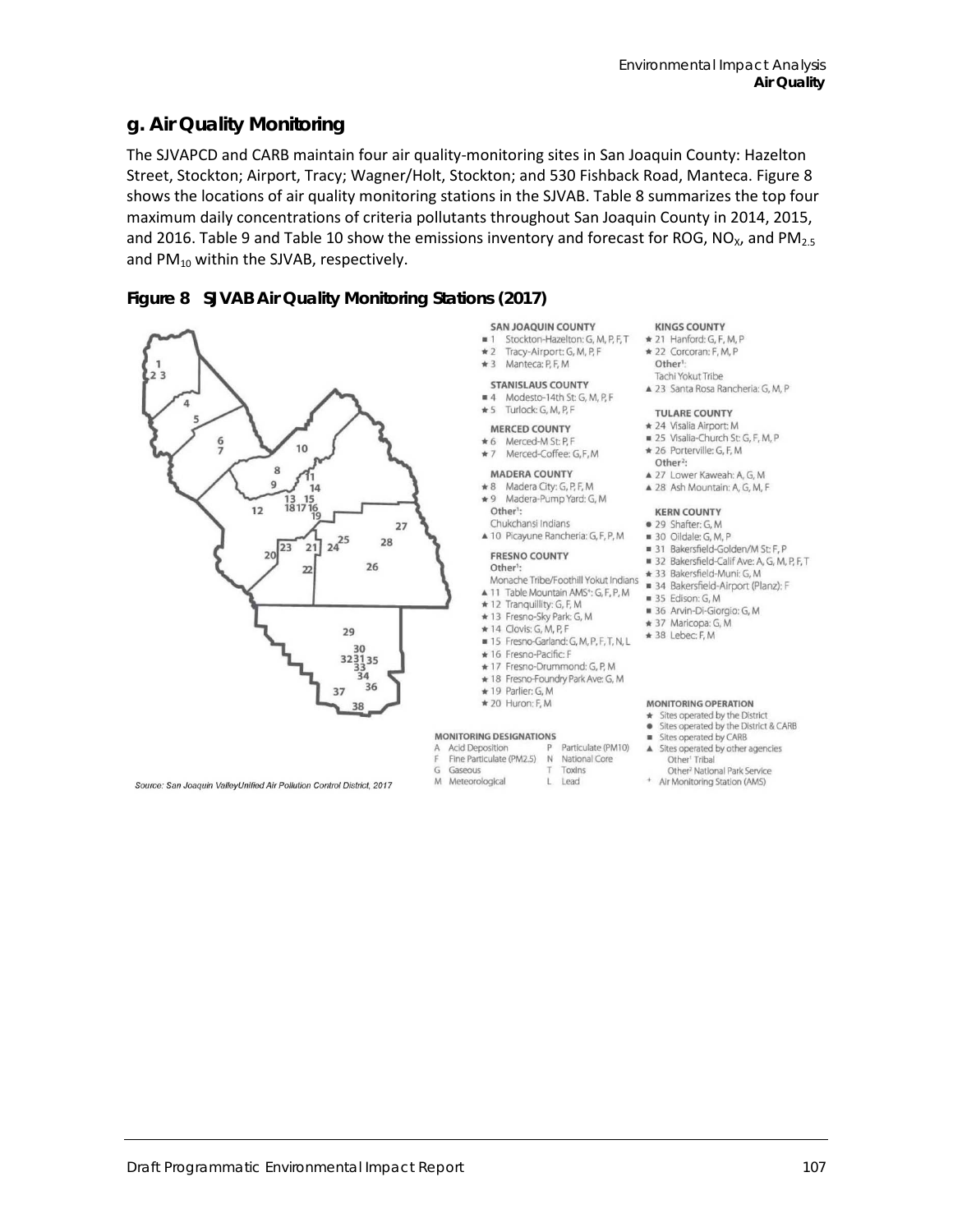## g. Air Quality Monitoring

The SJVAPCD and CARB maintain four air quality-monitoring sites in San Joaquin County: Hazelton Street, Stockton; Airport, Tracy; Wagner/Holt, Stockton; and 530 Fishback Road, Manteca. Figure 8 shows the locations of air quality monitoring stations in the SJVAB. Table 8 summarizes the top four maximum daily concentrations of criteria pollutants throughout San Joaquin County in 2014, 2015, and 2016. Table 9 and Table 10 show the emissions inventory and forecast for ROG, $NO_X$, and $PM_{2.5}$ and $PM_{10}$ within the SJVAB, respectively.

**Figure 8 SJVAB Air Quality Monitoring Stations (2017)**

**SAN JOAQUIN COUNTY**
- ■ 1 Stockton-Hazelton: G, M, P, F, T
- ★ 2 Tracy-Airport: G, M, P, F
- ★ 3 Manteca: P, F, M

**STANISLAUS COUNTY**
- ■ 4 Modesto-14th St: G, M, P, F
- ★ 5 Turlock: G, M, P, F

**MERCED COUNTY**
- ★ 6 Merced-M St: P, F
- ★ 7 Merced-Coffee: G, F, M

**MADERA COUNTY**
- ★ 8 Madera City: G, P, F, M
- ★ 9 Madera-Pump Yard: G, M
- Other[1]: Chukchansi Indians
- ▲ 10 Picayune Rancheria: G, F, P, M

**FRESNO COUNTY**
- Other[1]: Monache Tribe/Foothill Yokut Indians
- ▲ 11 Table Mountain AMS[+]: G, F, P, M
- ★ 12 Tranquillity: G, F, M
- ★ 13 Fresno-Sky Park: G, M
- ★ 14 Clovis: G, M, P, F
- ■ 15 Fresno-Garland: G, M, P, F, T, N, L
- ★ 16 Fresno-Pacific: F
- ★ 17 Fresno-Drummond: G, P, M
- ★ 18 Fresno-Foundry Park Ave: G, M
- ★ 19 Parlier: G, M
- ★ 20 Huron: F, M

**KINGS COUNTY**
- ★ 21 Hanford: G, F, M, P
- ★ 22 Corcoran: F, M, P
- Other[1]: Tachi Yokut Tribe
- ▲ 23 Santa Rosa Rancheria: G, M, P

**TULARE COUNTY**
- ★ 24 Visalia Airport: M
- ■ 25 Visalia-Church St: G, F, M, P
- ★ 26 Porterville: G, F, M
- Other[2]:
- ▲ 27 Lower Kaweah: A, G, M
- ▲ 28 Ash Mountain: A, G, M, F

**KERN COUNTY**
- ● 29 Shafter: G, M
- ■ 30 Oildale: G, M, P
- ■ 31 Bakersfield-Golden/M St: F, P
- ■ 32 Bakersfield-Calif Ave: A, G, M, P, F, T
- ★ 33 Bakersfield-Muni: G, M
- ■ 34 Bakersfield-Airport (Planz): F
- ■ 35 Edison: G, M
- ■ 36 Arvin-Di-Giorgio: G, M
- ★ 37 Maricopa: G, M
- ★ 38 Lebec: F, M

**MONITORING DESIGNATIONS**

| | | | |
|---|---|---|---|
| A | Acid Deposition | P | Particulate (PM10) |
| F | Fine Particulate (PM2.5) | N | National Core |
| G | Gaseous | T | Toxins |
| M | Meteorological | L | Lead |

**MONITORING OPERATION**
- ★ Sites operated by the District
- ● Sites operated by the District & CARB
- ■ Sites operated by CARB
- ▲ Sites operated by other agencies
  - Other[1] Tribal
  - Other[2] National Park Service
- [+] Air Monitoring Station (AMS)

Source: San Joaquin Valley Unified Air Pollution Control District, 2017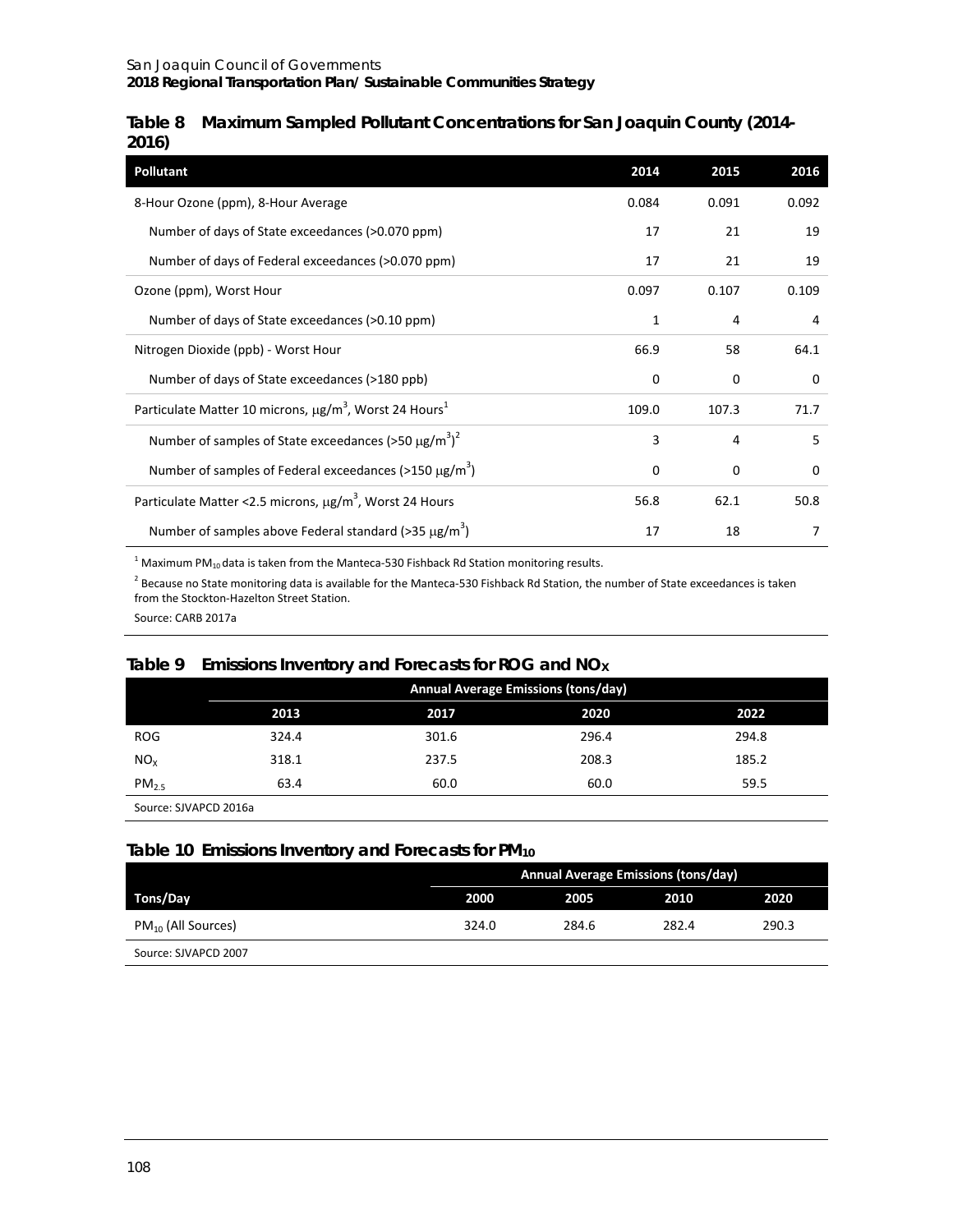### Table 8 Maximum Sampled Pollutant Concentrations for San Joaquin County (2014-2016)

| Pollutant | 2014 | 2015 | 2016 |
|---|---|---|---|
| 8-Hour Ozone (ppm), 8-Hour Average | 0.084 | 0.091 | 0.092 |
| Number of days of State exceedances (>0.070 ppm) | 17 | 21 | 19 |
| Number of days of Federal exceedances (>0.070 ppm) | 17 | 21 | 19 |
| Ozone (ppm), Worst Hour | 0.097 | 0.107 | 0.109 |
| Number of days of State exceedances (>0.10 ppm) | 1 | 4 | 4 |
| Nitrogen Dioxide (ppb) - Worst Hour | 66.9 | 58 | 64.1 |
| Number of days of State exceedances (>180 ppb) | 0 | 0 | 0 |
| Particulate Matter 10 microns, $\mu g/m^3$, Worst 24 Hours[1] | 109.0 | 107.3 | 71.7 |
| Number of samples of State exceedances (>50 $\mu g/m^3$)[2] | 3 | 4 | 5 |
| Number of samples of Federal exceedances (>150 $\mu g/m^3$) | 0 | 0 | 0 |
| Particulate Matter <2.5 microns, $\mu g/m^3$, Worst 24 Hours | 56.8 | 62.1 | 50.8 |
| Number of samples above Federal standard (>35 $\mu g/m^3$) | 17 | 18 | 7 |

[1] Maximum $PM_{10}$ data is taken from the Manteca-530 Fishback Rd Station monitoring results.

[2] Because no State monitoring data is available for the Manteca-530 Fishback Rd Station, the number of State exceedances is taken from the Stockton-Hazelton Street Station.

Source: CARB 2017a

### Table 9 Emissions Inventory and Forecasts for ROG and $NO_X$

| | Annual Average Emissions (tons/day) | | | |
|---|---|---|---|---|
| | 2013 | 2017 | 2020 | 2022 |
| ROG | 324.4 | 301.6 | 296.4 | 294.8 |
| $NO_X$ | 318.1 | 237.5 | 208.3 | 185.2 |
| $PM_{2.5}$ | 63.4 | 60.0 | 60.0 | 59.5 |

Source: SJVAPCD 2016a

### Table 10 Emissions Inventory and Forecasts for $PM_{10}$

| | Annual Average Emissions (tons/day) | | | |
|---|---|---|---|---|
| Tons/Day | 2000 | 2005 | 2010 | 2020 |
| $PM_{10}$ (All Sources) | 324.0 | 284.6 | 282.4 | 290.3 |

Source: SJVAPCD 2007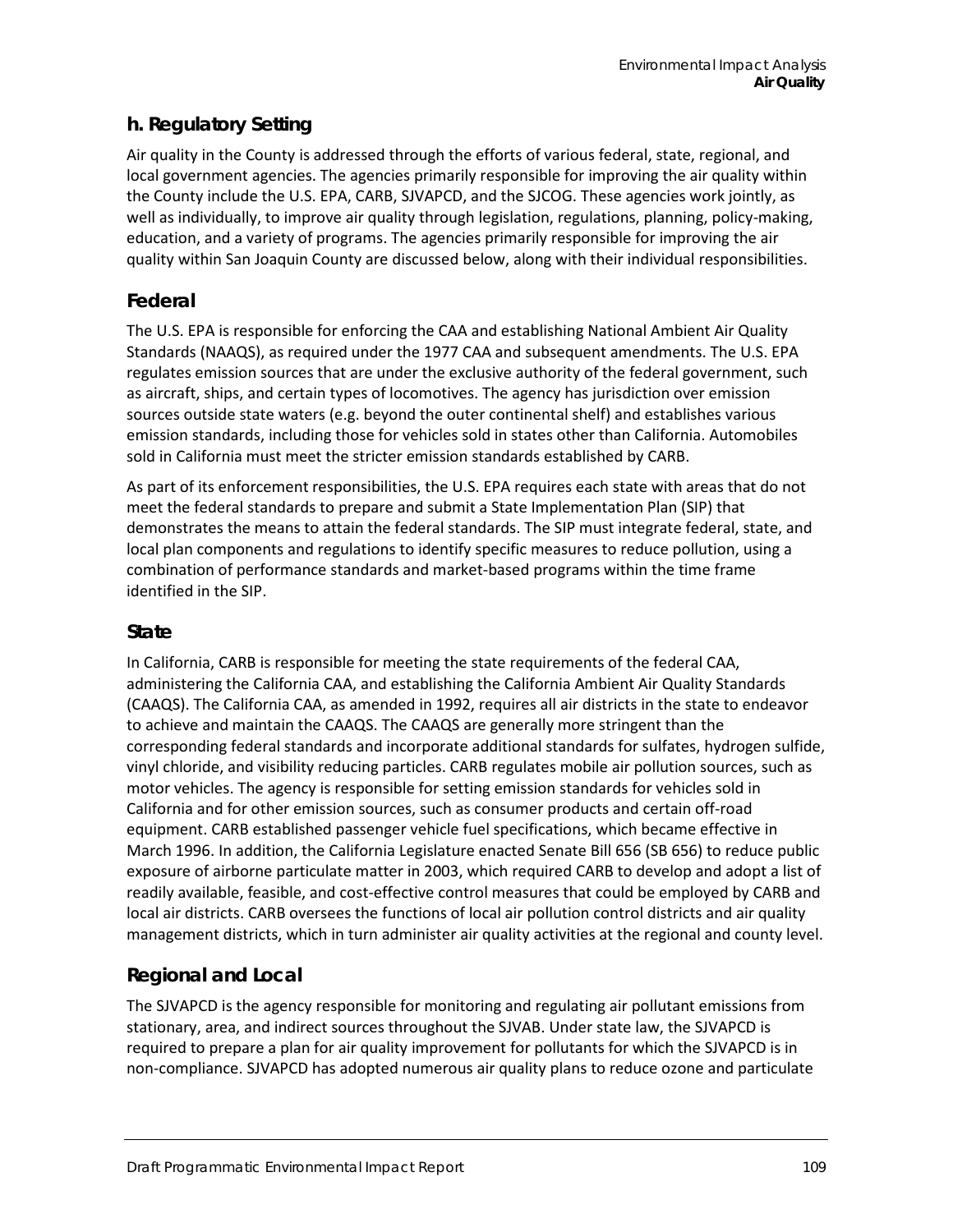### h. Regulatory Setting

Air quality in the County is addressed through the efforts of various federal, state, regional, and local government agencies. The agencies primarily responsible for improving the air quality within the County include the U.S. EPA, CARB, SJVAPCD, and the SJCOG. These agencies work jointly, as well as individually, to improve air quality through legislation, regulations, planning, policy-making, education, and a variety of programs. The agencies primarily responsible for improving the air quality within San Joaquin County are discussed below, along with their individual responsibilities.

## Federal

The U.S. EPA is responsible for enforcing the CAA and establishing National Ambient Air Quality Standards (NAAQS), as required under the 1977 CAA and subsequent amendments. The U.S. EPA regulates emission sources that are under the exclusive authority of the federal government, such as aircraft, ships, and certain types of locomotives. The agency has jurisdiction over emission sources outside state waters (e.g. beyond the outer continental shelf) and establishes various emission standards, including those for vehicles sold in states other than California. Automobiles sold in California must meet the stricter emission standards established by CARB.

As part of its enforcement responsibilities, the U.S. EPA requires each state with areas that do not meet the federal standards to prepare and submit a State Implementation Plan (SIP) that demonstrates the means to attain the federal standards. The SIP must integrate federal, state, and local plan components and regulations to identify specific measures to reduce pollution, using a combination of performance standards and market-based programs within the time frame identified in the SIP.

## State

In California, CARB is responsible for meeting the state requirements of the federal CAA, administering the California CAA, and establishing the California Ambient Air Quality Standards (CAAQS). The California CAA, as amended in 1992, requires all air districts in the state to endeavor to achieve and maintain the CAAQS. The CAAQS are generally more stringent than the corresponding federal standards and incorporate additional standards for sulfates, hydrogen sulfide, vinyl chloride, and visibility reducing particles. CARB regulates mobile air pollution sources, such as motor vehicles. The agency is responsible for setting emission standards for vehicles sold in California and for other emission sources, such as consumer products and certain off-road equipment. CARB established passenger vehicle fuel specifications, which became effective in March 1996. In addition, the California Legislature enacted Senate Bill 656 (SB 656) to reduce public exposure of airborne particulate matter in 2003, which required CARB to develop and adopt a list of readily available, feasible, and cost-effective control measures that could be employed by CARB and local air districts. CARB oversees the functions of local air pollution control districts and air quality management districts, which in turn administer air quality activities at the regional and county level.

## Regional and Local

The SJVAPCD is the agency responsible for monitoring and regulating air pollutant emissions from stationary, area, and indirect sources throughout the SJVAB. Under state law, the SJVAPCD is required to prepare a plan for air quality improvement for pollutants for which the SJVAPCD is in non-compliance. SJVAPCD has adopted numerous air quality plans to reduce ozone and particulate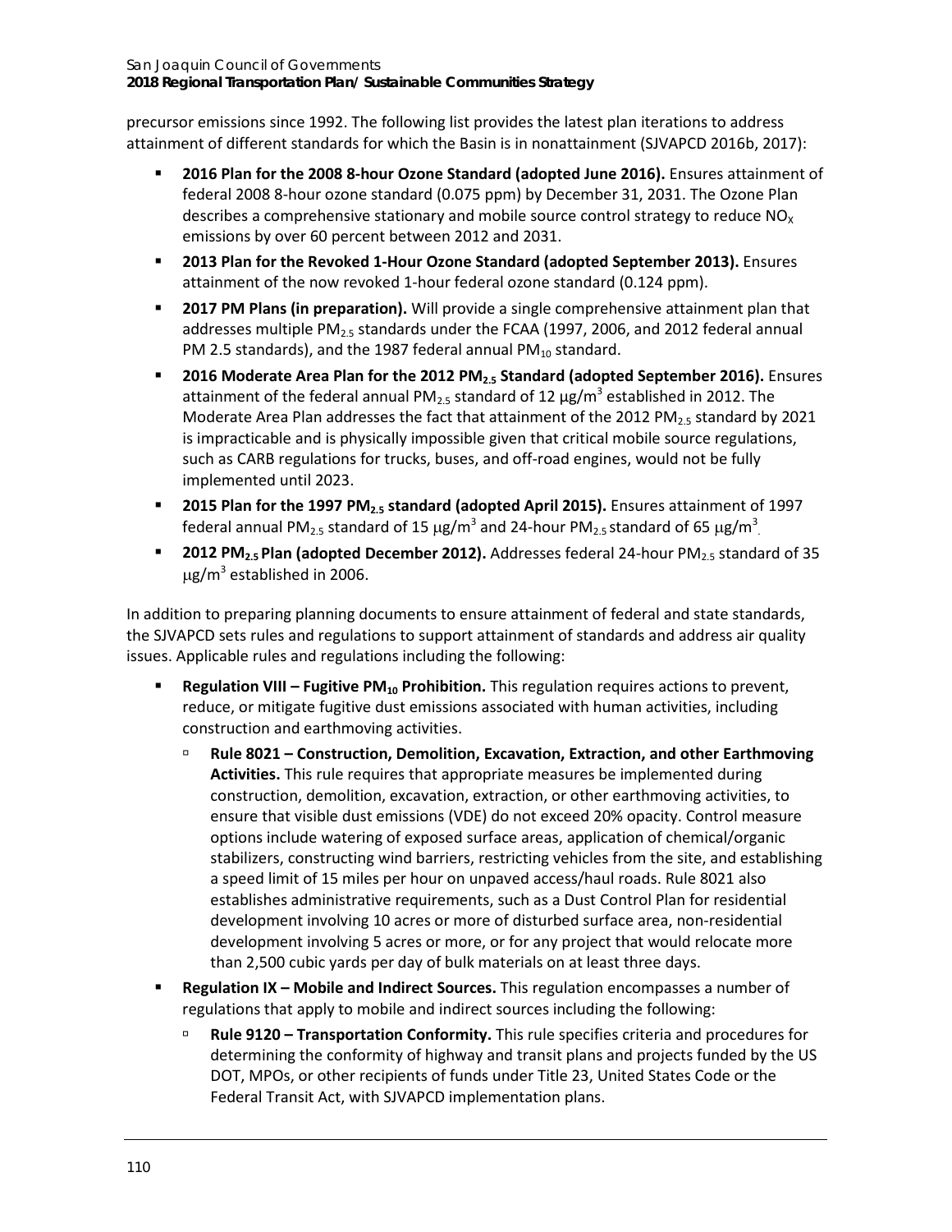precursor emissions since 1992. The following list provides the latest plan iterations to address attainment of different standards for which the Basin is in nonattainment (SJVAPCD 2016b, 2017):

- **2016 Plan for the 2008 8-hour Ozone Standard (adopted June 2016).** Ensures attainment of federal 2008 8-hour ozone standard (0.075 ppm) by December 31, 2031. The Ozone Plan describes a comprehensive stationary and mobile source control strategy to reduce $NO_X$ emissions by over 60 percent between 2012 and 2031.
- **2013 Plan for the Revoked 1-Hour Ozone Standard (adopted September 2013).** Ensures attainment of the now revoked 1-hour federal ozone standard (0.124 ppm).
- **2017 PM Plans (in preparation).** Will provide a single comprehensive attainment plan that addresses multiple $PM_{2.5}$ standards under the FCAA (1997, 2006, and 2012 federal annual PM 2.5 standards), and the 1987 federal annual $PM_{10}$ standard.
- **2016 Moderate Area Plan for the 2012 $PM_{2.5}$ Standard (adopted September 2016).** Ensures attainment of the federal annual $PM_{2.5}$ standard of 12 $\mu g/m^3$ established in 2012. The Moderate Area Plan addresses the fact that attainment of the 2012 $PM_{2.5}$ standard by 2021 is impracticable and is physically impossible given that critical mobile source regulations, such as CARB regulations for trucks, buses, and off-road engines, would not be fully implemented until 2023.
- **2015 Plan for the 1997 $PM_{2.5}$ standard (adopted April 2015).** Ensures attainment of 1997 federal annual $PM_{2.5}$ standard of 15 $\mu g/m^3$ and 24-hour $PM_{2.5}$ standard of 65 $\mu g/m^3$.
- **2012 $PM_{2.5}$ Plan (adopted December 2012).** Addresses federal 24-hour $PM_{2.5}$ standard of 35 $\mu g/m^3$ established in 2006.

In addition to preparing planning documents to ensure attainment of federal and state standards, the SJVAPCD sets rules and regulations to support attainment of standards and address air quality issues. Applicable rules and regulations including the following:

- **Regulation VIII – Fugitive $PM_{10}$ Prohibition.** This regulation requires actions to prevent, reduce, or mitigate fugitive dust emissions associated with human activities, including construction and earthmoving activities.
  - **Rule 8021 – Construction, Demolition, Excavation, Extraction, and other Earthmoving Activities.** This rule requires that appropriate measures be implemented during construction, demolition, excavation, extraction, or other earthmoving activities, to ensure that visible dust emissions (VDE) do not exceed 20% opacity. Control measure options include watering of exposed surface areas, application of chemical/organic stabilizers, constructing wind barriers, restricting vehicles from the site, and establishing a speed limit of 15 miles per hour on unpaved access/haul roads. Rule 8021 also establishes administrative requirements, such as a Dust Control Plan for residential development involving 10 acres or more of disturbed surface area, non-residential development involving 5 acres or more, or for any project that would relocate more than 2,500 cubic yards per day of bulk materials on at least three days.
- **Regulation IX – Mobile and Indirect Sources.** This regulation encompasses a number of regulations that apply to mobile and indirect sources including the following:
  - **Rule 9120 – Transportation Conformity.** This rule specifies criteria and procedures for determining the conformity of highway and transit plans and projects funded by the US DOT, MPOs, or other recipients of funds under Title 23, United States Code or the Federal Transit Act, with SJVAPCD implementation plans.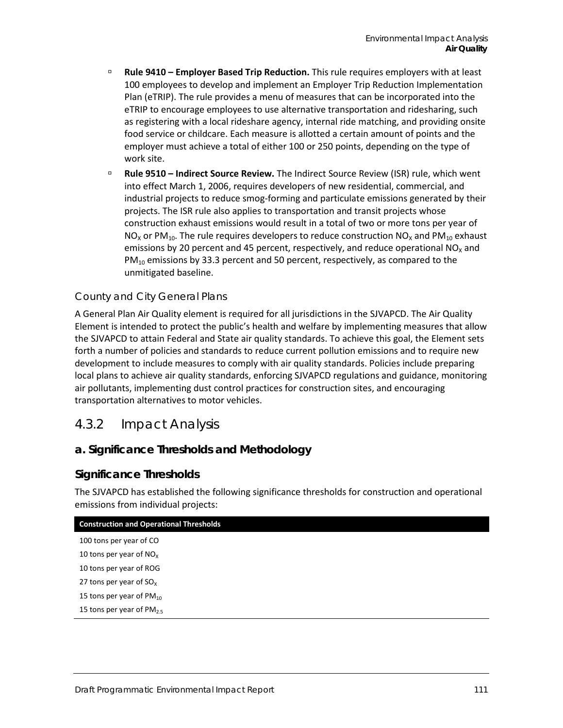- **Rule 9410 – Employer Based Trip Reduction.** This rule requires employers with at least 100 employees to develop and implement an Employer Trip Reduction Implementation Plan (eTRIP). The rule provides a menu of measures that can be incorporated into the eTRIP to encourage employees to use alternative transportation and ridesharing, such as registering with a local rideshare agency, internal ride matching, and providing onsite food service or childcare. Each measure is allotted a certain amount of points and the employer must achieve a total of either 100 or 250 points, depending on the type of work site.
- **Rule 9510 – Indirect Source Review.** The Indirect Source Review (ISR) rule, which went into effect March 1, 2006, requires developers of new residential, commercial, and industrial projects to reduce smog-forming and particulate emissions generated by their projects. The ISR rule also applies to transportation and transit projects whose construction exhaust emissions would result in a total of two or more tons per year of $NO_X$ or $PM_{10}$. The rule requires developers to reduce construction $NO_X$ and $PM_{10}$ exhaust emissions by 20 percent and 45 percent, respectively, and reduce operational $NO_X$ and $PM_{10}$ emissions by 33.3 percent and 50 percent, respectively, as compared to the unmitigated baseline.

### County and City General Plans

A General Plan Air Quality element is required for all jurisdictions in the SJVAPCD. The Air Quality Element is intended to protect the public's health and welfare by implementing measures that allow the SJVAPCD to attain Federal and State air quality standards. To achieve this goal, the Element sets forth a number of policies and standards to reduce current pollution emissions and to require new development to include measures to comply with air quality standards. Policies include preparing local plans to achieve air quality standards, enforcing SJVAPCD regulations and guidance, monitoring air pollutants, implementing dust control practices for construction sites, and encouraging transportation alternatives to motor vehicles.

## 4.3.2 Impact Analysis

### a. Significance Thresholds and Methodology

#### Significance Thresholds

The SJVAPCD has established the following significance thresholds for construction and operational emissions from individual projects:

| Construction and Operational Thresholds |
| --- |
| 100 tons per year of CO |
| 10 tons per year of $NO_X$ |
| 10 tons per year of ROG |
| 27 tons per year of $SO_X$ |
| 15 tons per year of $PM_{10}$ |
| 15 tons per year of $PM_{2.5}$ |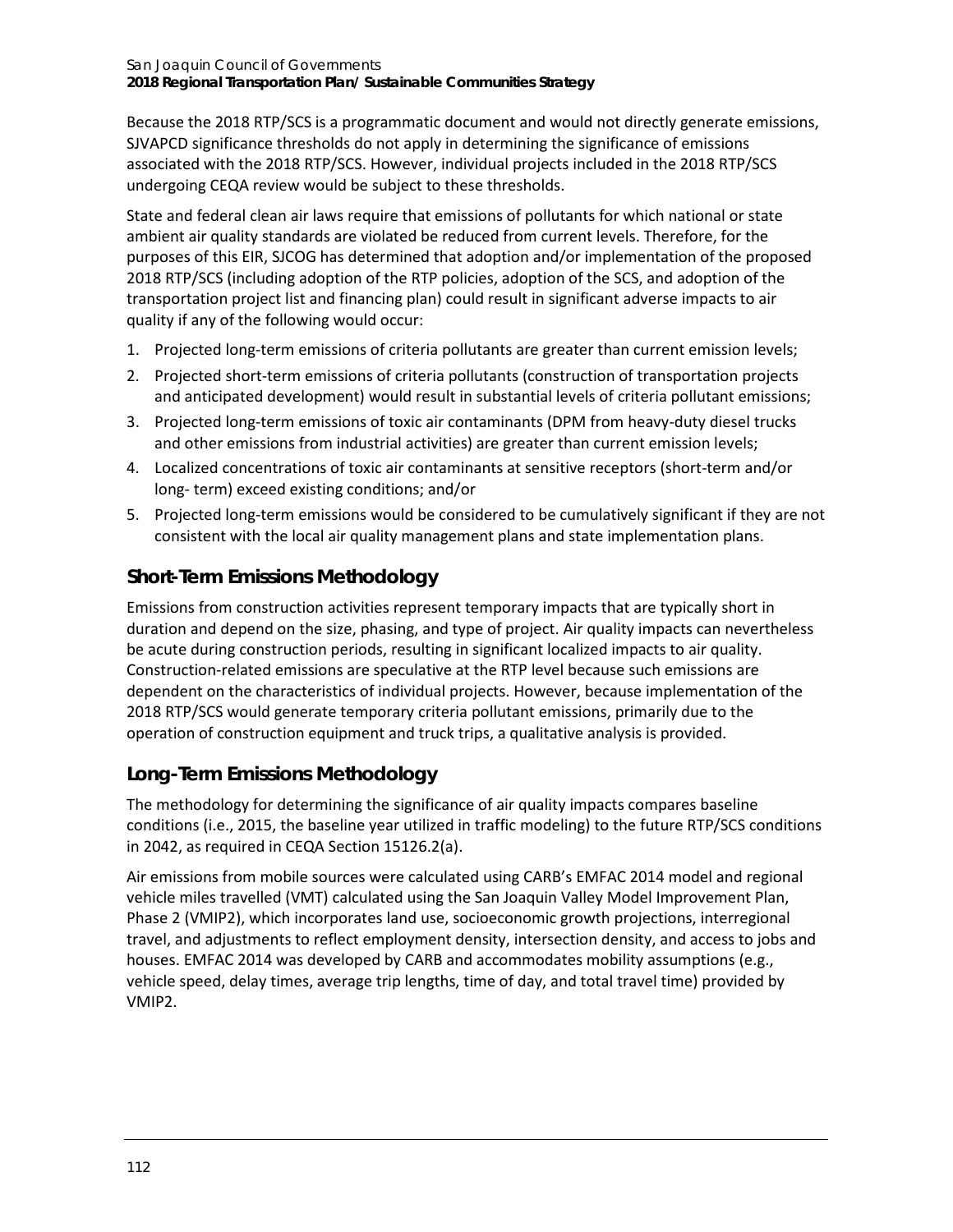Because the 2018 RTP/SCS is a programmatic document and would not directly generate emissions, SJVAPCD significance thresholds do not apply in determining the significance of emissions associated with the 2018 RTP/SCS. However, individual projects included in the 2018 RTP/SCS undergoing CEQA review would be subject to these thresholds.

State and federal clean air laws require that emissions of pollutants for which national or state ambient air quality standards are violated be reduced from current levels. Therefore, for the purposes of this EIR, SJCOG has determined that adoption and/or implementation of the proposed 2018 RTP/SCS (including adoption of the RTP policies, adoption of the SCS, and adoption of the transportation project list and financing plan) could result in significant adverse impacts to air quality if any of the following would occur:

1. Projected long-term emissions of criteria pollutants are greater than current emission levels;
2. Projected short-term emissions of criteria pollutants (construction of transportation projects and anticipated development) would result in substantial levels of criteria pollutant emissions;
3. Projected long-term emissions of toxic air contaminants (DPM from heavy-duty diesel trucks and other emissions from industrial activities) are greater than current emission levels;
4. Localized concentrations of toxic air contaminants at sensitive receptors (short-term and/or long- term) exceed existing conditions; and/or
5. Projected long-term emissions would be considered to be cumulatively significant if they are not consistent with the local air quality management plans and state implementation plans.

## Short-Term Emissions Methodology

Emissions from construction activities represent temporary impacts that are typically short in duration and depend on the size, phasing, and type of project. Air quality impacts can nevertheless be acute during construction periods, resulting in significant localized impacts to air quality. Construction-related emissions are speculative at the RTP level because such emissions are dependent on the characteristics of individual projects. However, because implementation of the 2018 RTP/SCS would generate temporary criteria pollutant emissions, primarily due to the operation of construction equipment and truck trips, a qualitative analysis is provided.

## Long-Term Emissions Methodology

The methodology for determining the significance of air quality impacts compares baseline conditions (i.e., 2015, the baseline year utilized in traffic modeling) to the future RTP/SCS conditions in 2042, as required in CEQA Section 15126.2(a).

Air emissions from mobile sources were calculated using CARB's EMFAC 2014 model and regional vehicle miles travelled (VMT) calculated using the San Joaquin Valley Model Improvement Plan, Phase 2 (VMIP2), which incorporates land use, socioeconomic growth projections, interregional travel, and adjustments to reflect employment density, intersection density, and access to jobs and houses. EMFAC 2014 was developed by CARB and accommodates mobility assumptions (e.g., vehicle speed, delay times, average trip lengths, time of day, and total travel time) provided by VMIP2.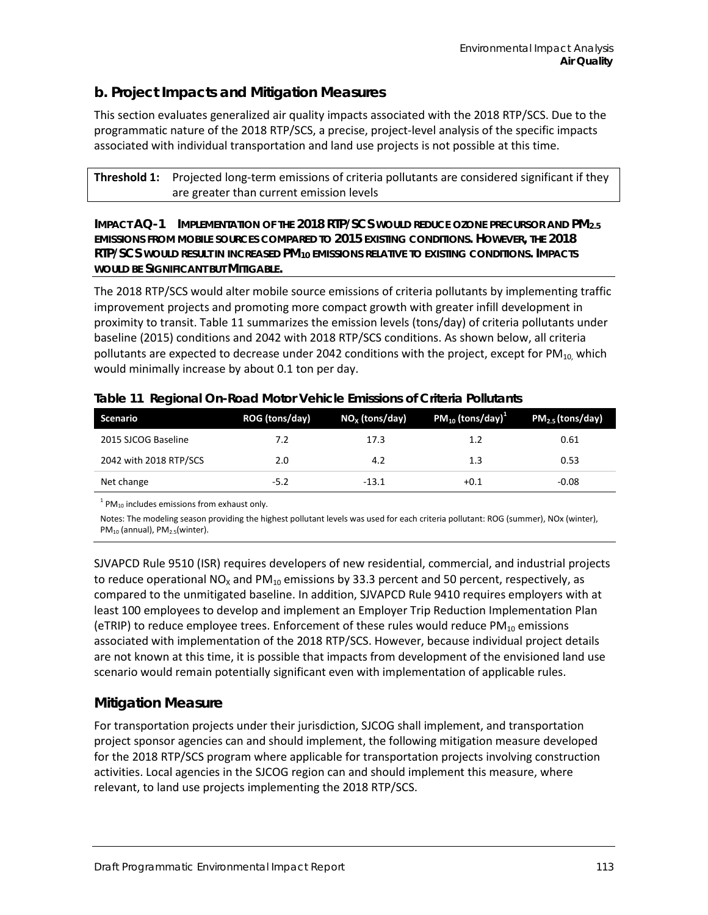## b. Project Impacts and Mitigation Measures

This section evaluates generalized air quality impacts associated with the 2018 RTP/SCS. Due to the programmatic nature of the 2018 RTP/SCS, a precise, project-level analysis of the specific impacts associated with individual transportation and land use projects is not possible at this time.

| **Threshold 1:** | Projected long-term emissions of criteria pollutants are considered significant if they are greater than current emission levels |
|---|---|

**IMPACT AQ-1 IMPLEMENTATION OF THE 2018 RTP/SCS WOULD REDUCE OZONE PRECURSOR AND $PM_{2.5}$ EMISSIONS FROM MOBILE SOURCES COMPARED TO 2015 EXISTING CONDITIONS. HOWEVER, THE 2018 RTP/SCS WOULD RESULT IN INCREASED $PM_{10}$ EMISSIONS RELATIVE TO EXISTING CONDITIONS. IMPACTS WOULD BE SIGNIFICANT BUT MITIGABLE.**

The 2018 RTP/SCS would alter mobile source emissions of criteria pollutants by implementing traffic improvement projects and promoting more compact growth with greater infill development in proximity to transit. Table 11 summarizes the emission levels (tons/day) of criteria pollutants under baseline (2015) conditions and 2042 with 2018 RTP/SCS conditions. As shown below, all criteria pollutants are expected to decrease under 2042 conditions with the project, except for $PM_{10}$, which would minimally increase by about 0.1 ton per day.

**Table 11 Regional On-Road Motor Vehicle Emissions of Criteria Pollutants**

| Scenario | ROG (tons/day) | $NO_X$ (tons/day) | $PM_{10}$ (tons/day)[1] | $PM_{2.5}$ (tons/day) |
|---|---|---|---|---|
| 2015 SJCOG Baseline | 7.2 | 17.3 | 1.2 | 0.61 |
| 2042 with 2018 RTP/SCS | 2.0 | 4.2 | 1.3 | 0.53 |
| Net change | -5.2 | -13.1 | +0.1 | -0.08 |

[1] $PM_{10}$ includes emissions from exhaust only.

Notes: The modeling season providing the highest pollutant levels was used for each criteria pollutant: ROG (summer), NOx (winter), $PM_{10}$ (annual), $PM_{2.5}$(winter).

SJVAPCD Rule 9510 (ISR) requires developers of new residential, commercial, and industrial projects to reduce operational $NO_X$ and $PM_{10}$ emissions by 33.3 percent and 50 percent, respectively, as compared to the unmitigated baseline. In addition, SJVAPCD Rule 9410 requires employers with at least 100 employees to develop and implement an Employer Trip Reduction Implementation Plan (eTRIP) to reduce employee trees. Enforcement of these rules would reduce $PM_{10}$ emissions associated with implementation of the 2018 RTP/SCS. However, because individual project details are not known at this time, it is possible that impacts from development of the envisioned land use scenario would remain potentially significant even with implementation of applicable rules.

## Mitigation Measure

For transportation projects under their jurisdiction, SJCOG shall implement, and transportation project sponsor agencies can and should implement, the following mitigation measure developed for the 2018 RTP/SCS program where applicable for transportation projects involving construction activities. Local agencies in the SJCOG region can and should implement this measure, where relevant, to land use projects implementing the 2018 RTP/SCS.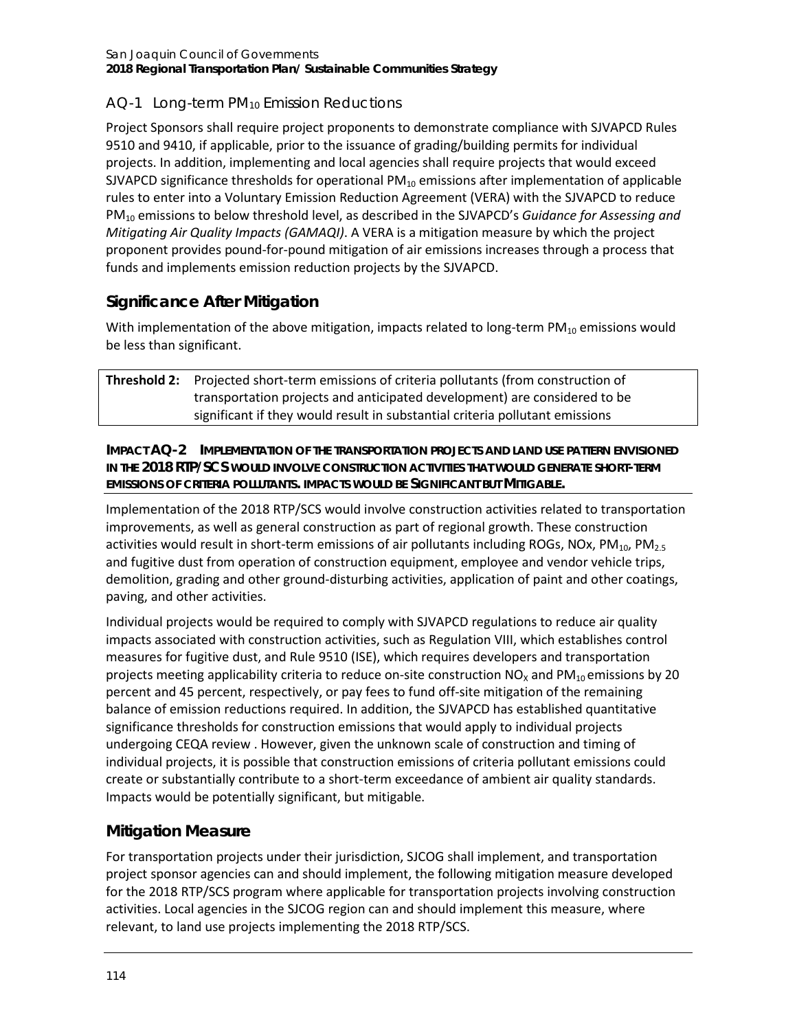### AQ-1 Long-term $PM_{10}$ Emission Reductions

Project Sponsors shall require project proponents to demonstrate compliance with SJVAPCD Rules 9510 and 9410, if applicable, prior to the issuance of grading/building permits for individual projects. In addition, implementing and local agencies shall require projects that would exceed SJVAPCD significance thresholds for operational $PM_{10}$ emissions after implementation of applicable rules to enter into a Voluntary Emission Reduction Agreement (VERA) with the SJVAPCD to reduce $PM_{10}$ emissions to below threshold level, as described in the SJVAPCD's *Guidance for Assessing and Mitigating Air Quality Impacts (GAMAQI)*. A VERA is a mitigation measure by which the project proponent provides pound-for-pound mitigation of air emissions increases through a process that funds and implements emission reduction projects by the SJVAPCD.

## Significance After Mitigation

With implementation of the above mitigation, impacts related to long-term $PM_{10}$ emissions would be less than significant.

| **Threshold 2:** | Projected short-term emissions of criteria pollutants (from construction of transportation projects and anticipated development) are considered to be significant if they would result in substantial criteria pollutant emissions |
|---|---|

**IMPACT AQ-2 IMPLEMENTATION OF THE TRANSPORTATION PROJECTS AND LAND USE PATTERN ENVISIONED IN THE 2018 RTP/SCS WOULD INVOLVE CONSTRUCTION ACTIVITIES THAT WOULD GENERATE SHORT-TERM EMISSIONS OF CRITERIA POLLUTANTS. IMPACTS WOULD BE SIGNIFICANT BUT MITIGABLE.**

Implementation of the 2018 RTP/SCS would involve construction activities related to transportation improvements, as well as general construction as part of regional growth. These construction activities would result in short-term emissions of air pollutants including ROGs, NOx, $PM_{10}$, $PM_{2.5}$ and fugitive dust from operation of construction equipment, employee and vendor vehicle trips, demolition, grading and other ground-disturbing activities, application of paint and other coatings, paving, and other activities.

Individual projects would be required to comply with SJVAPCD regulations to reduce air quality impacts associated with construction activities, such as Regulation VIII, which establishes control measures for fugitive dust, and Rule 9510 (ISE), which requires developers and transportation projects meeting applicability criteria to reduce on-site construction $NO_X$ and $PM_{10}$ emissions by 20 percent and 45 percent, respectively, or pay fees to fund off-site mitigation of the remaining balance of emission reductions required. In addition, the SJVAPCD has established quantitative significance thresholds for construction emissions that would apply to individual projects undergoing CEQA review . However, given the unknown scale of construction and timing of individual projects, it is possible that construction emissions of criteria pollutant emissions could create or substantially contribute to a short-term exceedance of ambient air quality standards. Impacts would be potentially significant, but mitigable.

## Mitigation Measure

For transportation projects under their jurisdiction, SJCOG shall implement, and transportation project sponsor agencies can and should implement, the following mitigation measure developed for the 2018 RTP/SCS program where applicable for transportation projects involving construction activities. Local agencies in the SJCOG region can and should implement this measure, where relevant, to land use projects implementing the 2018 RTP/SCS.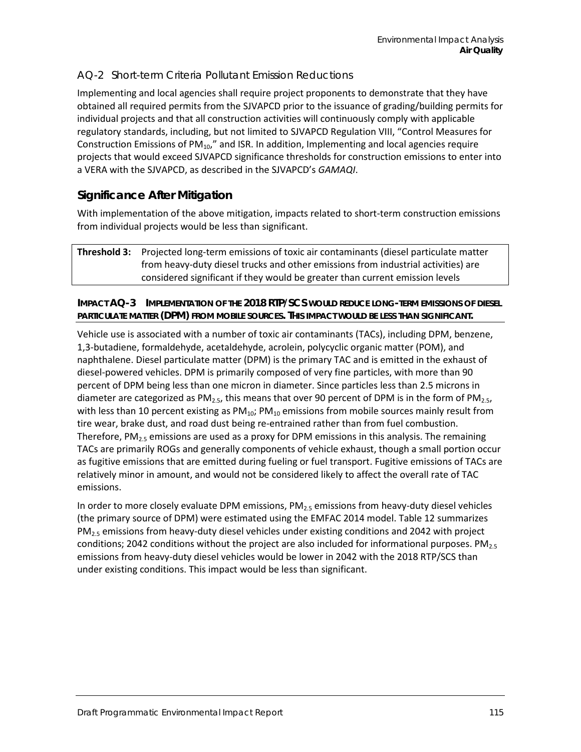### AQ-2 Short-term Criteria Pollutant Emission Reductions

Implementing and local agencies shall require project proponents to demonstrate that they have obtained all required permits from the SJVAPCD prior to the issuance of grading/building permits for individual projects and that all construction activities will continuously comply with applicable regulatory standards, including, but not limited to SJVAPCD Regulation VIII, "Control Measures for Construction Emissions of $PM_{10}$," and ISR. In addition, Implementing and local agencies require projects that would exceed SJVAPCD significance thresholds for construction emissions to enter into a VERA with the SJVAPCD, as described in the SJVAPCD's *GAMAQI*.

## Significance After Mitigation

With implementation of the above mitigation, impacts related to short-term construction emissions from individual projects would be less than significant.

| **Threshold 3:** | Projected long-term emissions of toxic air contaminants (diesel particulate matter from heavy-duty diesel trucks and other emissions from industrial activities) are considered significant if they would be greater than current emission levels |
|---|---|

**IMPACT AQ-3 IMPLEMENTATION OF THE 2018 RTP/SCS WOULD REDUCE LONG-TERM EMISSIONS OF DIESEL PARTICULATE MATTER (DPM) FROM MOBILE SOURCES. THIS IMPACT WOULD BE LESS THAN SIGNIFICANT.**

Vehicle use is associated with a number of toxic air contaminants (TACs), including DPM, benzene, 1,3-butadiene, formaldehyde, acetaldehyde, acrolein, polycyclic organic matter (POM), and naphthalene. Diesel particulate matter (DPM) is the primary TAC and is emitted in the exhaust of diesel-powered vehicles. DPM is primarily composed of very fine particles, with more than 90 percent of DPM being less than one micron in diameter. Since particles less than 2.5 microns in diameter are categorized as $PM_{2.5}$, this means that over 90 percent of DPM is in the form of $PM_{2.5}$, with less than 10 percent existing as $PM_{10}$; $PM_{10}$ emissions from mobile sources mainly result from tire wear, brake dust, and road dust being re-entrained rather than from fuel combustion. Therefore, $PM_{2.5}$ emissions are used as a proxy for DPM emissions in this analysis. The remaining TACs are primarily ROGs and generally components of vehicle exhaust, though a small portion occur as fugitive emissions that are emitted during fueling or fuel transport. Fugitive emissions of TACs are relatively minor in amount, and would not be considered likely to affect the overall rate of TAC emissions.

In order to more closely evaluate DPM emissions, $PM_{2.5}$ emissions from heavy-duty diesel vehicles (the primary source of DPM) were estimated using the EMFAC 2014 model. Table 12 summarizes $PM_{2.5}$ emissions from heavy-duty diesel vehicles under existing conditions and 2042 with project conditions; 2042 conditions without the project are also included for informational purposes. $PM_{2.5}$ emissions from heavy-duty diesel vehicles would be lower in 2042 with the 2018 RTP/SCS than under existing conditions. This impact would be less than significant.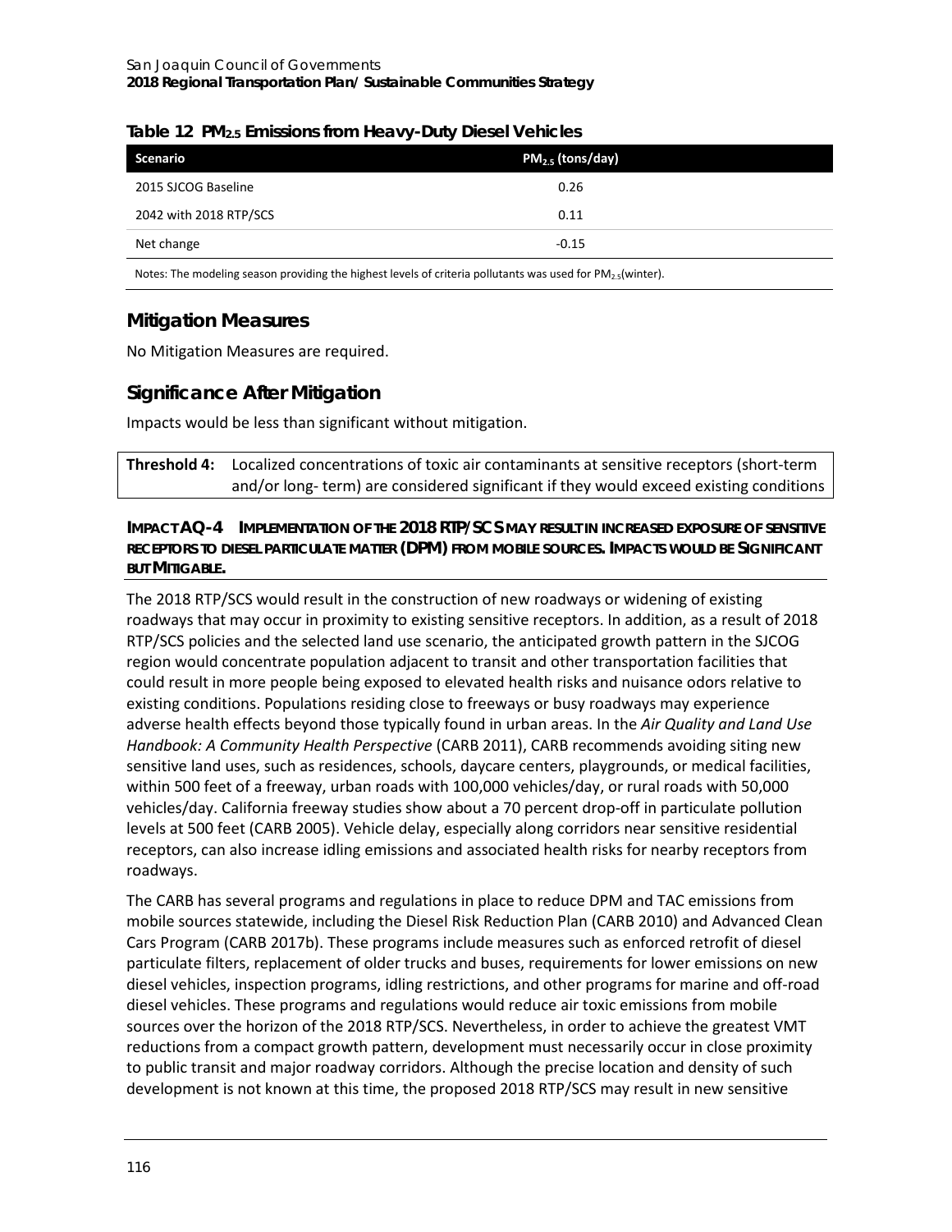**Table 12 $PM_{2.5}$ Emissions from Heavy-Duty Diesel Vehicles**

| Scenario | $PM_{2.5}$ (tons/day) |
|---|---|
| 2015 SJCOG Baseline | 0.26 |
| 2042 with 2018 RTP/SCS | 0.11 |
| Net change | -0.15 |

Notes: The modeling season providing the highest levels of criteria pollutants was used for $PM_{2.5}$(winter).

## Mitigation Measures

No Mitigation Measures are required.

## Significance After Mitigation

Impacts would be less than significant without mitigation.

**Threshold 4:** Localized concentrations of toxic air contaminants at sensitive receptors (short-term and/or long- term) are considered significant if they would exceed existing conditions

**IMPACT AQ-4 IMPLEMENTATION OF THE 2018 RTP/SCS MAY RESULT IN INCREASED EXPOSURE OF SENSITIVE RECEPTORS TO DIESEL PARTICULATE MATTER (DPM) FROM MOBILE SOURCES. IMPACTS WOULD BE SIGNIFICANT BUT MITIGABLE.**

The 2018 RTP/SCS would result in the construction of new roadways or widening of existing roadways that may occur in proximity to existing sensitive receptors. In addition, as a result of 2018 RTP/SCS policies and the selected land use scenario, the anticipated growth pattern in the SJCOG region would concentrate population adjacent to transit and other transportation facilities that could result in more people being exposed to elevated health risks and nuisance odors relative to existing conditions. Populations residing close to freeways or busy roadways may experience adverse health effects beyond those typically found in urban areas. In the *Air Quality and Land Use Handbook: A Community Health Perspective* (CARB 2011), CARB recommends avoiding siting new sensitive land uses, such as residences, schools, daycare centers, playgrounds, or medical facilities, within 500 feet of a freeway, urban roads with 100,000 vehicles/day, or rural roads with 50,000 vehicles/day. California freeway studies show about a 70 percent drop-off in particulate pollution levels at 500 feet (CARB 2005). Vehicle delay, especially along corridors near sensitive residential receptors, can also increase idling emissions and associated health risks for nearby receptors from roadways.

The CARB has several programs and regulations in place to reduce DPM and TAC emissions from mobile sources statewide, including the Diesel Risk Reduction Plan (CARB 2010) and Advanced Clean Cars Program (CARB 2017b). These programs include measures such as enforced retrofit of diesel particulate filters, replacement of older trucks and buses, requirements for lower emissions on new diesel vehicles, inspection programs, idling restrictions, and other programs for marine and off-road diesel vehicles. These programs and regulations would reduce air toxic emissions from mobile sources over the horizon of the 2018 RTP/SCS. Nevertheless, in order to achieve the greatest VMT reductions from a compact growth pattern, development must necessarily occur in close proximity to public transit and major roadway corridors. Although the precise location and density of such development is not known at this time, the proposed 2018 RTP/SCS may result in new sensitive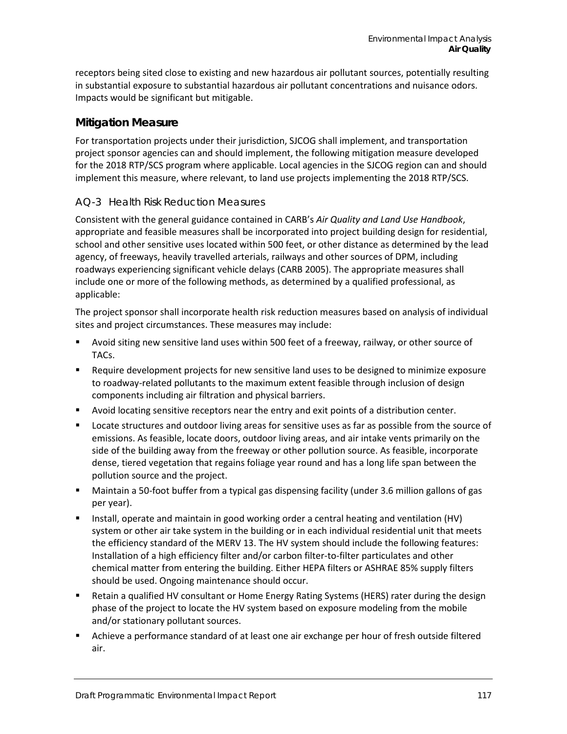receptors being sited close to existing and new hazardous air pollutant sources, potentially resulting in substantial exposure to substantial hazardous air pollutant concentrations and nuisance odors. Impacts would be significant but mitigable.

## Mitigation Measure

For transportation projects under their jurisdiction, SJCOG shall implement, and transportation project sponsor agencies can and should implement, the following mitigation measure developed for the 2018 RTP/SCS program where applicable. Local agencies in the SJCOG region can and should implement this measure, where relevant, to land use projects implementing the 2018 RTP/SCS.

### AQ-3 Health Risk Reduction Measures

Consistent with the general guidance contained in CARB's *Air Quality and Land Use Handbook*, appropriate and feasible measures shall be incorporated into project building design for residential, school and other sensitive uses located within 500 feet, or other distance as determined by the lead agency, of freeways, heavily travelled arterials, railways and other sources of DPM, including roadways experiencing significant vehicle delays (CARB 2005). The appropriate measures shall include one or more of the following methods, as determined by a qualified professional, as applicable:

The project sponsor shall incorporate health risk reduction measures based on analysis of individual sites and project circumstances. These measures may include:

- Avoid siting new sensitive land uses within 500 feet of a freeway, railway, or other source of TACs.
- Require development projects for new sensitive land uses to be designed to minimize exposure to roadway-related pollutants to the maximum extent feasible through inclusion of design components including air filtration and physical barriers.
- Avoid locating sensitive receptors near the entry and exit points of a distribution center.
- Locate structures and outdoor living areas for sensitive uses as far as possible from the source of emissions. As feasible, locate doors, outdoor living areas, and air intake vents primarily on the side of the building away from the freeway or other pollution source. As feasible, incorporate dense, tiered vegetation that regains foliage year round and has a long life span between the pollution source and the project.
- Maintain a 50-foot buffer from a typical gas dispensing facility (under 3.6 million gallons of gas per year).
- Install, operate and maintain in good working order a central heating and ventilation (HV) system or other air take system in the building or in each individual residential unit that meets the efficiency standard of the MERV 13. The HV system should include the following features: Installation of a high efficiency filter and/or carbon filter-to-filter particulates and other chemical matter from entering the building. Either HEPA filters or ASHRAE 85% supply filters should be used. Ongoing maintenance should occur.
- Retain a qualified HV consultant or Home Energy Rating Systems (HERS) rater during the design phase of the project to locate the HV system based on exposure modeling from the mobile and/or stationary pollutant sources.
- Achieve a performance standard of at least one air exchange per hour of fresh outside filtered air.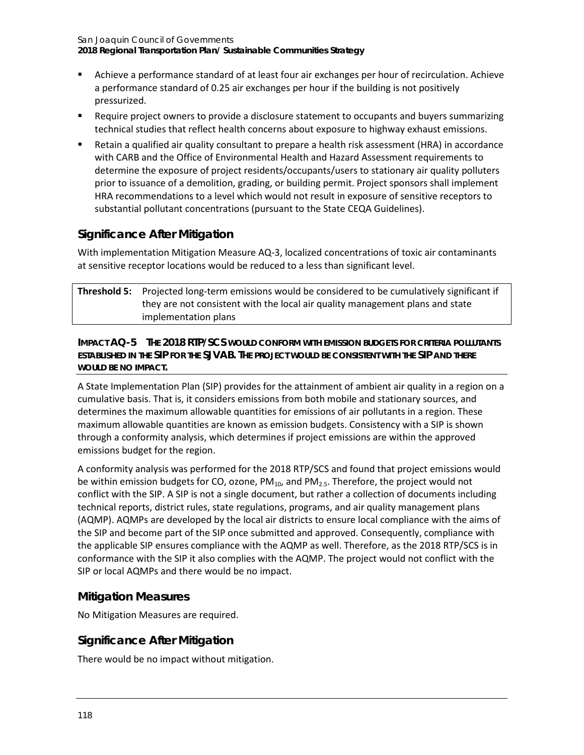- Achieve a performance standard of at least four air exchanges per hour of recirculation. Achieve a performance standard of 0.25 air exchanges per hour if the building is not positively pressurized.
- Require project owners to provide a disclosure statement to occupants and buyers summarizing technical studies that reflect health concerns about exposure to highway exhaust emissions.
- Retain a qualified air quality consultant to prepare a health risk assessment (HRA) in accordance with CARB and the Office of Environmental Health and Hazard Assessment requirements to determine the exposure of project residents/occupants/users to stationary air quality polluters prior to issuance of a demolition, grading, or building permit. Project sponsors shall implement HRA recommendations to a level which would not result in exposure of sensitive receptors to substantial pollutant concentrations (pursuant to the State CEQA Guidelines).

## Significance After Mitigation

With implementation Mitigation Measure AQ-3, localized concentrations of toxic air contaminants at sensitive receptor locations would be reduced to a less than significant level.

| **Threshold 5:** | Projected long-term emissions would be considered to be cumulatively significant if they are not consistent with the local air quality management plans and state implementation plans |
|---|---|

**IMPACT AQ-5 THE 2018 RTP/SCS WOULD CONFORM WITH EMISSION BUDGETS FOR CRITERIA POLLUTANTS ESTABLISHED IN THE SIP FOR THE SJVAB. THE PROJECT WOULD BE CONSISTENT WITH THE SIP AND THERE WOULD BE NO IMPACT.**

A State Implementation Plan (SIP) provides for the attainment of ambient air quality in a region on a cumulative basis. That is, it considers emissions from both mobile and stationary sources, and determines the maximum allowable quantities for emissions of air pollutants in a region. These maximum allowable quantities are known as emission budgets. Consistency with a SIP is shown through a conformity analysis, which determines if project emissions are within the approved emissions budget for the region.

A conformity analysis was performed for the 2018 RTP/SCS and found that project emissions would be within emission budgets for CO, ozone, $PM_{10}$, and $PM_{2.5}$. Therefore, the project would not conflict with the SIP. A SIP is not a single document, but rather a collection of documents including technical reports, district rules, state regulations, programs, and air quality management plans (AQMP). AQMPs are developed by the local air districts to ensure local compliance with the aims of the SIP and become part of the SIP once submitted and approved. Consequently, compliance with the applicable SIP ensures compliance with the AQMP as well. Therefore, as the 2018 RTP/SCS is in conformance with the SIP it also complies with the AQMP. The project would not conflict with the SIP or local AQMPs and there would be no impact.

## Mitigation Measures

No Mitigation Measures are required.

## Significance After Mitigation

There would be no impact without mitigation.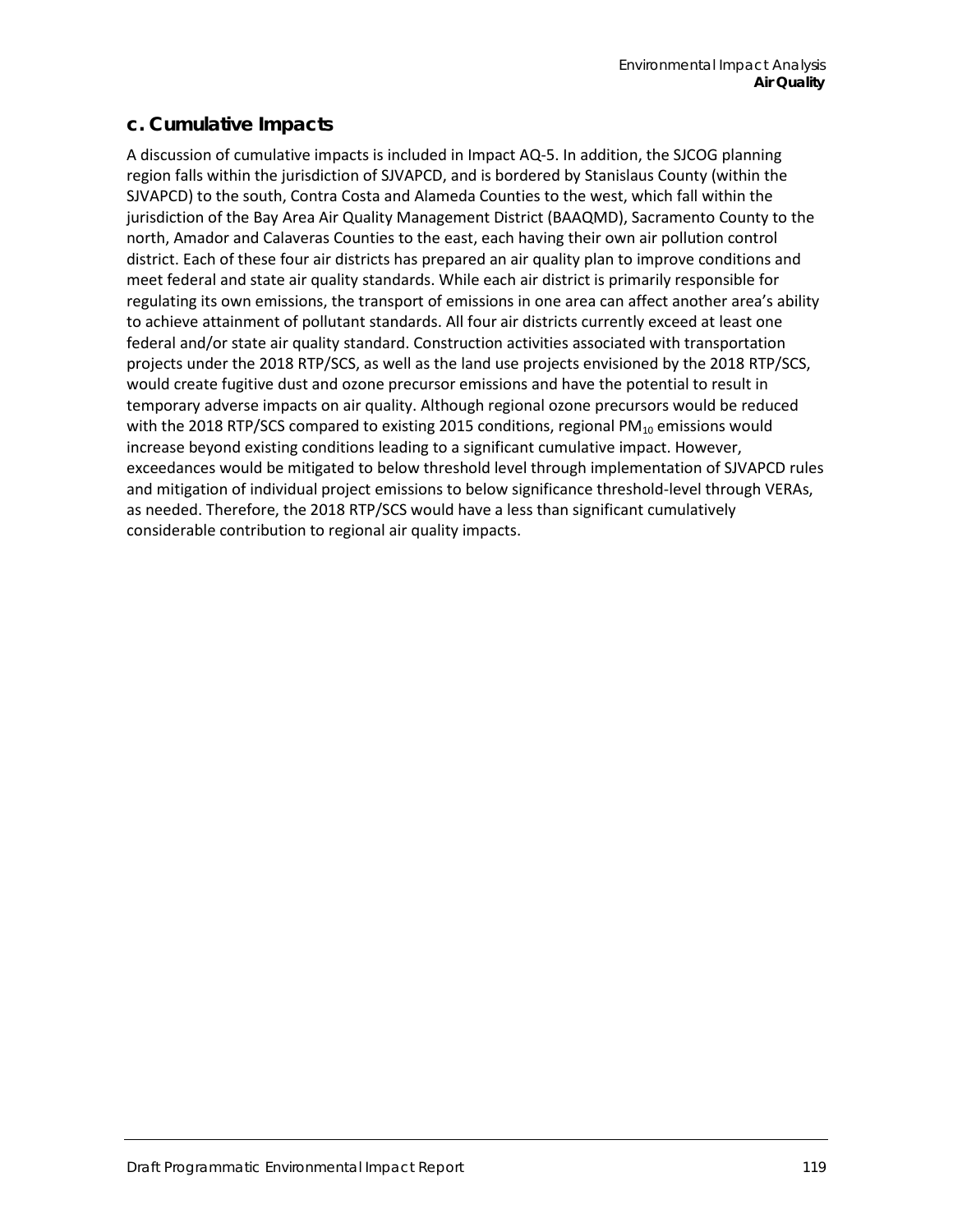### c. Cumulative Impacts

A discussion of cumulative impacts is included in Impact AQ-5. In addition, the SJCOG planning region falls within the jurisdiction of SJVAPCD, and is bordered by Stanislaus County (within the SJVAPCD) to the south, Contra Costa and Alameda Counties to the west, which fall within the jurisdiction of the Bay Area Air Quality Management District (BAAQMD), Sacramento County to the north, Amador and Calaveras Counties to the east, each having their own air pollution control district. Each of these four air districts has prepared an air quality plan to improve conditions and meet federal and state air quality standards. While each air district is primarily responsible for regulating its own emissions, the transport of emissions in one area can affect another area's ability to achieve attainment of pollutant standards. All four air districts currently exceed at least one federal and/or state air quality standard. Construction activities associated with transportation projects under the 2018 RTP/SCS, as well as the land use projects envisioned by the 2018 RTP/SCS, would create fugitive dust and ozone precursor emissions and have the potential to result in temporary adverse impacts on air quality. Although regional ozone precursors would be reduced with the 2018 RTP/SCS compared to existing 2015 conditions, regional $PM_{10}$ emissions would increase beyond existing conditions leading to a significant cumulative impact. However, exceedances would be mitigated to below threshold level through implementation of SJVAPCD rules and mitigation of individual project emissions to below significance threshold-level through VERAs, as needed. Therefore, the 2018 RTP/SCS would have a less than significant cumulatively considerable contribution to regional air quality impacts.